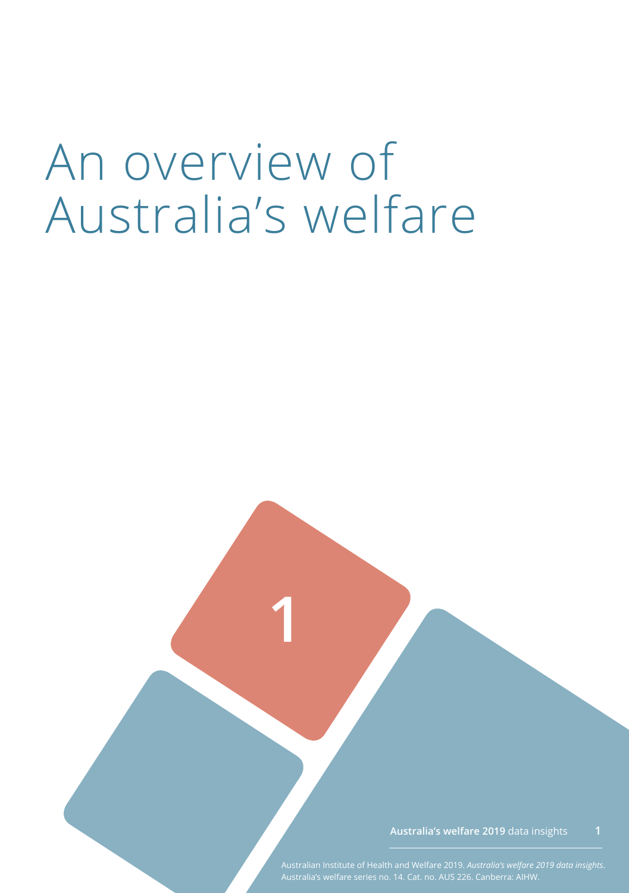# An overview of Australia's welfare

1

Australian Institute of Health and Welfare 2019. *Australia's welfare 2019 data insights*. Australia's welfare series no. 14. Cat. no. AUS 226. Canberra: AIHW.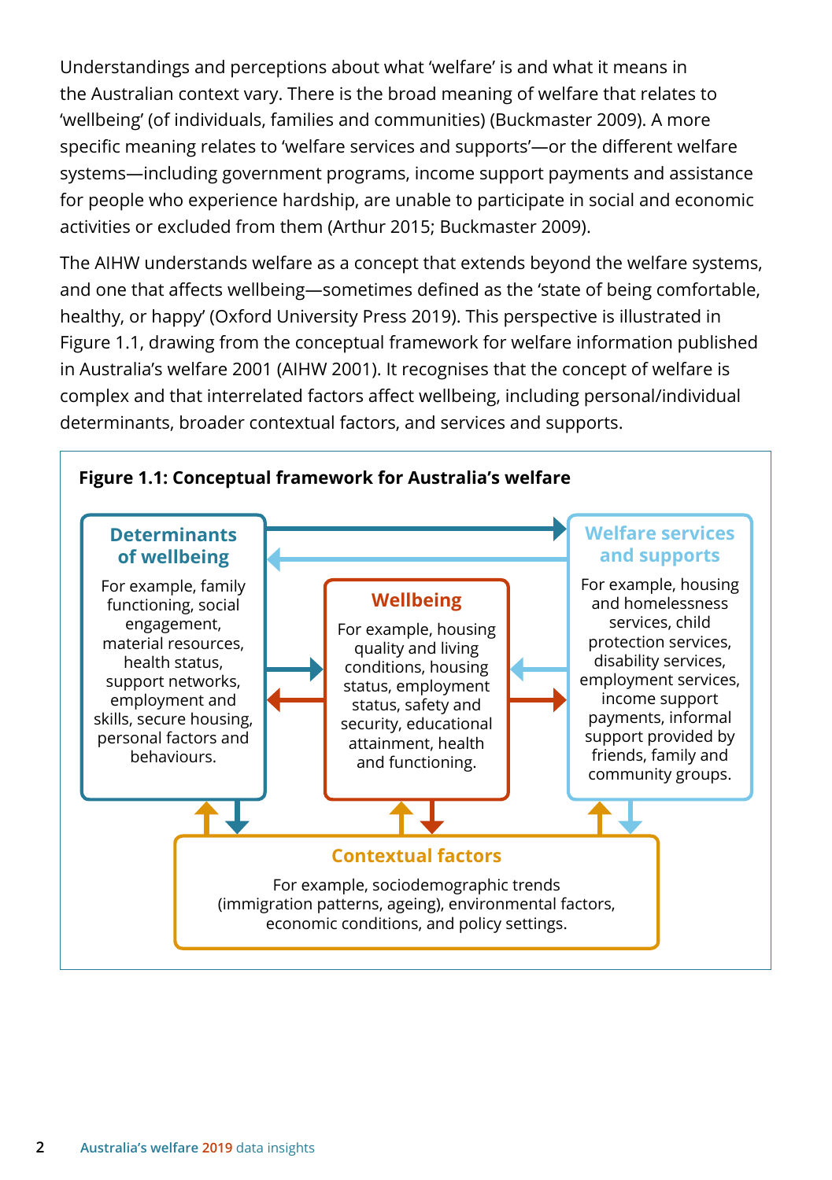Understandings and perceptions about what 'welfare' is and what it means in the Australian context vary. There is the broad meaning of welfare that relates to 'wellbeing' (of individuals, families and communities) (Buckmaster 2009). A more specific meaning relates to 'welfare services and supports'—or the different welfare systems—including government programs, income support payments and assistance for people who experience hardship, are unable to participate in social and economic activities or excluded from them (Arthur 2015; Buckmaster 2009).

The AIHW understands welfare as a concept that extends beyond the welfare systems, and one that affects wellbeing—sometimes defined as the 'state of being comfortable, healthy, or happy' (Oxford University Press 2019). This perspective is illustrated in Figure 1.1, drawing from the conceptual framework for welfare information published in Australia's welfare 2001 (AIHW 2001). It recognises that the concept of welfare is complex and that interrelated factors affect wellbeing, including personal/individual determinants, broader contextual factors, and services and supports.

**Figure 1.1: Conceptual framework for Australia's welfare**

**Determinants of wellbeing**

For example, family functioning, social engagement, material resources, health status, support networks, employment and skills, secure housing, personal factors and behaviours.

**Wellbeing**

For example, housing quality and living conditions, housing status, employment status, safety and security, educational attainment, health and functioning.

**Welfare services and supports**

For example, housing and homelessness services, child protection services, disability services, employment services, income support payments, informal support provided by friends, family and community groups.

**Contextual factors**

For example, sociodemographic trends (immigration patterns, ageing), environmental factors, economic conditions, and policy settings.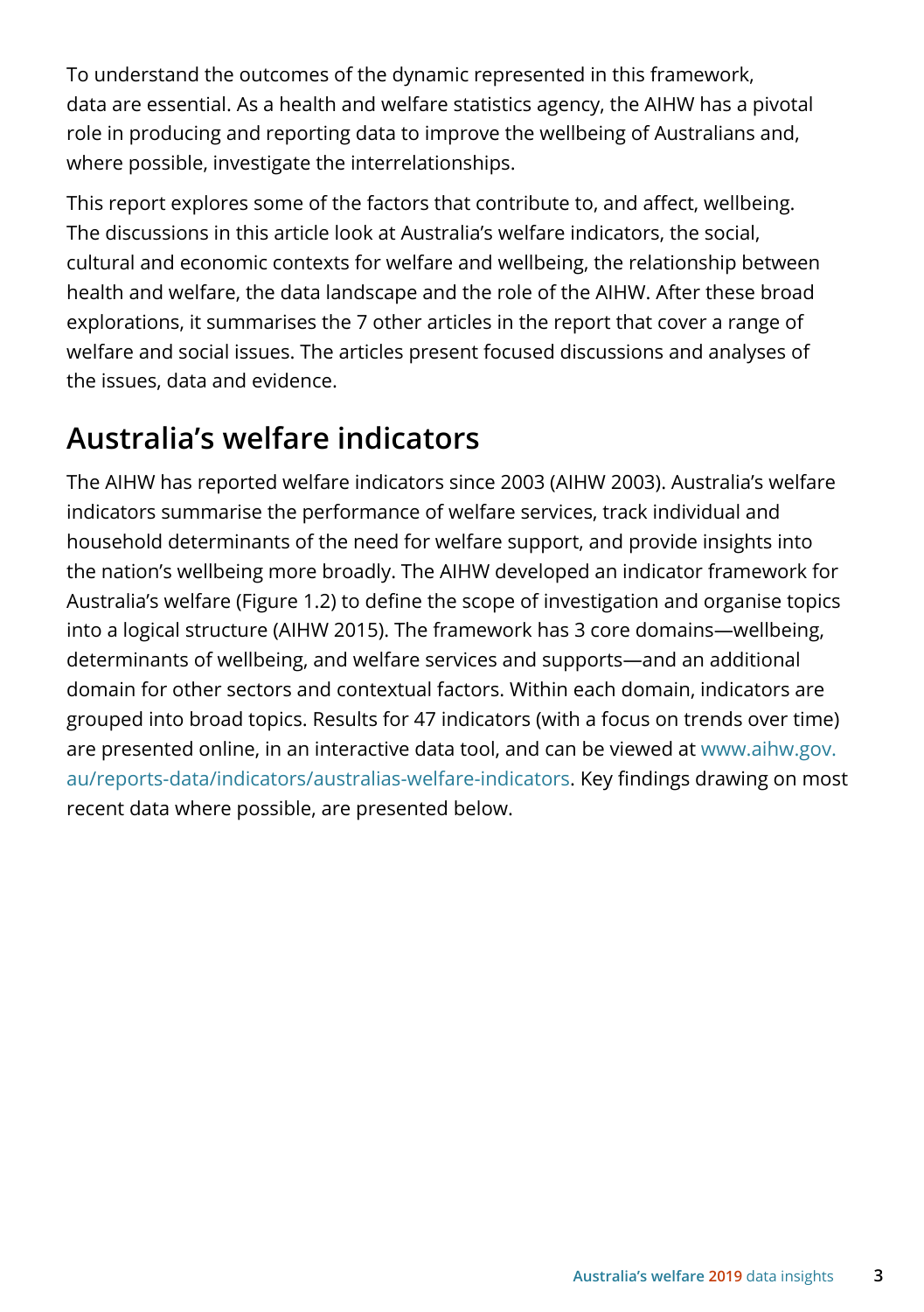To understand the outcomes of the dynamic represented in this framework, data are essential. As a health and welfare statistics agency, the AIHW has a pivotal role in producing and reporting data to improve the wellbeing of Australians and, where possible, investigate the interrelationships.

This report explores some of the factors that contribute to, and affect, wellbeing. The discussions in this article look at Australia's welfare indicators, the social, cultural and economic contexts for welfare and wellbeing, the relationship between health and welfare, the data landscape and the role of the AIHW. After these broad explorations, it summarises the 7 other articles in the report that cover a range of welfare and social issues. The articles present focused discussions and analyses of the issues, data and evidence.

## Australia's welfare indicators

The AIHW has reported welfare indicators since 2003 (AIHW 2003). Australia's welfare indicators summarise the performance of welfare services, track individual and household determinants of the need for welfare support, and provide insights into the nation's wellbeing more broadly. The AIHW developed an indicator framework for Australia's welfare (Figure 1.2) to define the scope of investigation and organise topics into a logical structure (AIHW 2015). The framework has 3 core domains—wellbeing, determinants of wellbeing, and welfare services and supports—and an additional domain for other sectors and contextual factors. Within each domain, indicators are grouped into broad topics. Results for 47 indicators (with a focus on trends over time) are presented online, in an interactive data tool, and can be viewed at www.aihw.gov.au/reports-data/indicators/australias-welfare-indicators. Key findings drawing on most recent data where possible, are presented below.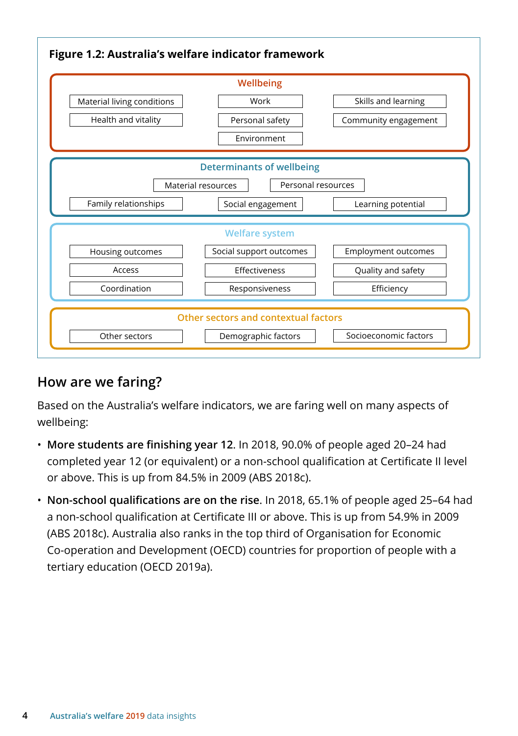**Figure 1.2: Australia's welfare indicator framework**

**Wellbeing**

- Material living conditions
- Work
- Skills and learning
- Health and vitality
- Personal safety
- Community engagement
- Environment

**Determinants of wellbeing**

- Material resources
- Personal resources
- Family relationships
- Social engagement
- Learning potential

**Welfare system**

- Housing outcomes
- Social support outcomes
- Employment outcomes
- Access
- Effectiveness
- Quality and safety
- Coordination
- Responsiveness
- Efficiency

**Other sectors and contextual factors**

- Other sectors
- Demographic factors
- Socioeconomic factors

## How are we faring?

Based on the Australia's welfare indicators, we are faring well on many aspects of wellbeing:

- **More students are finishing year 12**. In 2018, 90.0% of people aged 20–24 had completed year 12 (or equivalent) or a non-school qualification at Certificate II level or above. This is up from 84.5% in 2009 (ABS 2018c).
- **Non-school qualifications are on the rise**. In 2018, 65.1% of people aged 25–64 had a non-school qualification at Certificate III or above. This is up from 54.9% in 2009 (ABS 2018c). Australia also ranks in the top third of Organisation for Economic Co-operation and Development (OECD) countries for proportion of people with a tertiary education (OECD 2019a).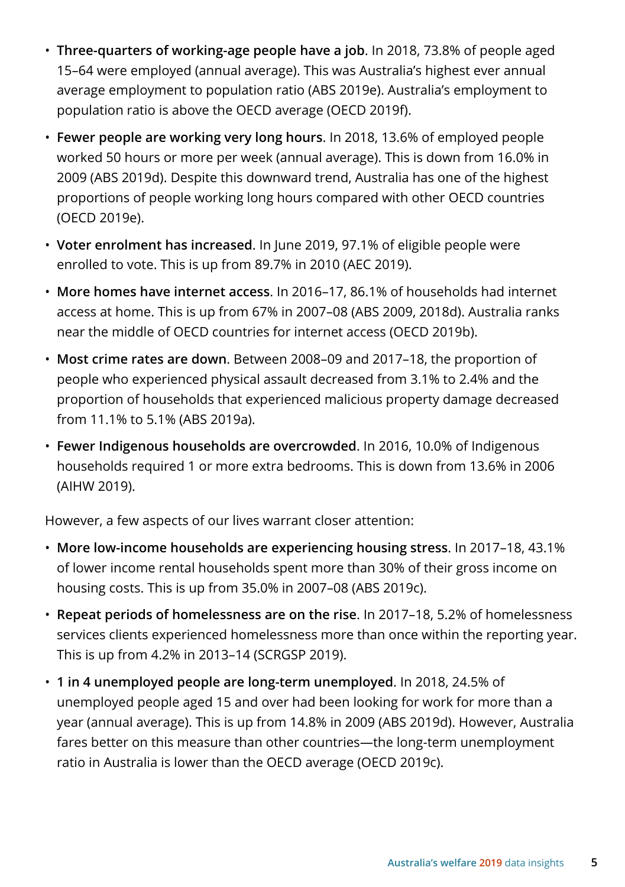- **Three-quarters of working-age people have a job**. In 2018, 73.8% of people aged 15–64 were employed (annual average). This was Australia's highest ever annual average employment to population ratio (ABS 2019e). Australia's employment to population ratio is above the OECD average (OECD 2019f).
- **Fewer people are working very long hours**. In 2018, 13.6% of employed people worked 50 hours or more per week (annual average). This is down from 16.0% in 2009 (ABS 2019d). Despite this downward trend, Australia has one of the highest proportions of people working long hours compared with other OECD countries (OECD 2019e).
- **Voter enrolment has increased**. In June 2019, 97.1% of eligible people were enrolled to vote. This is up from 89.7% in 2010 (AEC 2019).
- **More homes have internet access**. In 2016–17, 86.1% of households had internet access at home. This is up from 67% in 2007–08 (ABS 2009, 2018d). Australia ranks near the middle of OECD countries for internet access (OECD 2019b).
- **Most crime rates are down**. Between 2008–09 and 2017–18, the proportion of people who experienced physical assault decreased from 3.1% to 2.4% and the proportion of households that experienced malicious property damage decreased from 11.1% to 5.1% (ABS 2019a).
- **Fewer Indigenous households are overcrowded**. In 2016, 10.0% of Indigenous households required 1 or more extra bedrooms. This is down from 13.6% in 2006 (AIHW 2019).

However, a few aspects of our lives warrant closer attention:

- **More low-income households are experiencing housing stress**. In 2017–18, 43.1% of lower income rental households spent more than 30% of their gross income on housing costs. This is up from 35.0% in 2007–08 (ABS 2019c).
- **Repeat periods of homelessness are on the rise**. In 2017–18, 5.2% of homelessness services clients experienced homelessness more than once within the reporting year. This is up from 4.2% in 2013–14 (SCRGSP 2019).
- **1 in 4 unemployed people are long-term unemployed**. In 2018, 24.5% of unemployed people aged 15 and over had been looking for work for more than a year (annual average). This is up from 14.8% in 2009 (ABS 2019d). However, Australia fares better on this measure than other countries—the long-term unemployment ratio in Australia is lower than the OECD average (OECD 2019c).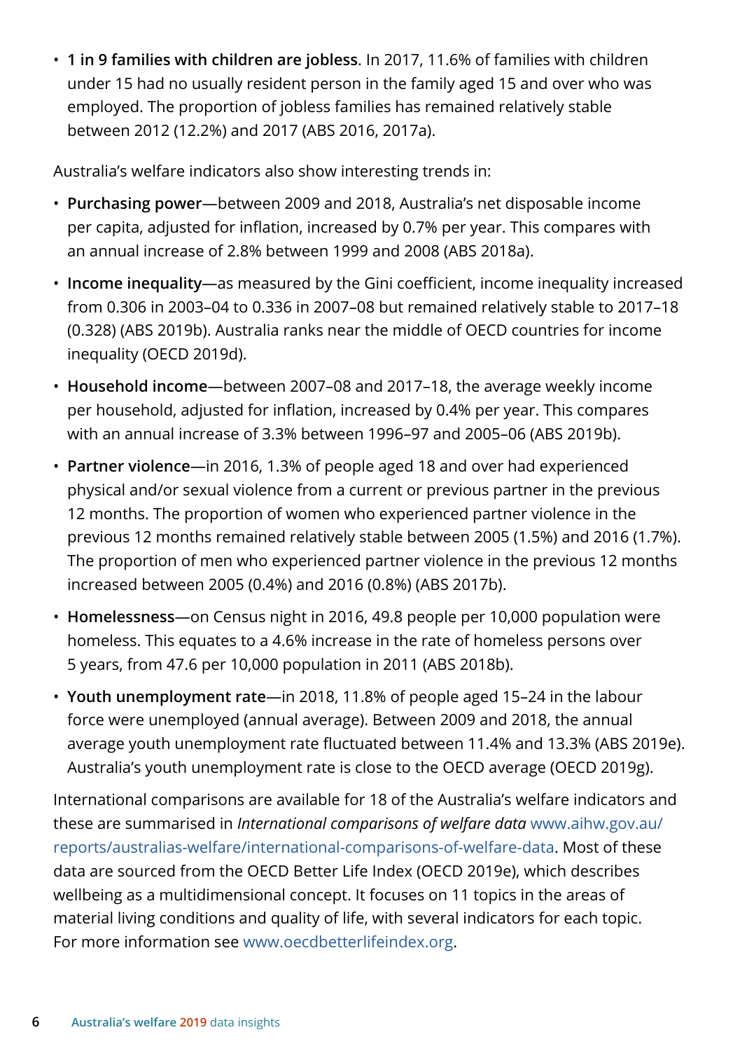- **1 in 9 families with children are jobless**. In 2017, 11.6% of families with children under 15 had no usually resident person in the family aged 15 and over who was employed. The proportion of jobless families has remained relatively stable between 2012 (12.2%) and 2017 (ABS 2016, 2017a).

Australia's welfare indicators also show interesting trends in:

- **Purchasing power**—between 2009 and 2018, Australia's net disposable income per capita, adjusted for inflation, increased by 0.7% per year. This compares with an annual increase of 2.8% between 1999 and 2008 (ABS 2018a).
- **Income inequality**—as measured by the Gini coefficient, income inequality increased from 0.306 in 2003–04 to 0.336 in 2007–08 but remained relatively stable to 2017–18 (0.328) (ABS 2019b). Australia ranks near the middle of OECD countries for income inequality (OECD 2019d).
- **Household income**—between 2007–08 and 2017–18, the average weekly income per household, adjusted for inflation, increased by 0.4% per year. This compares with an annual increase of 3.3% between 1996–97 and 2005–06 (ABS 2019b).
- **Partner violence**—in 2016, 1.3% of people aged 18 and over had experienced physical and/or sexual violence from a current or previous partner in the previous 12 months. The proportion of women who experienced partner violence in the previous 12 months remained relatively stable between 2005 (1.5%) and 2016 (1.7%). The proportion of men who experienced partner violence in the previous 12 months increased between 2005 (0.4%) and 2016 (0.8%) (ABS 2017b).
- **Homelessness**—on Census night in 2016, 49.8 people per 10,000 population were homeless. This equates to a 4.6% increase in the rate of homeless persons over 5 years, from 47.6 per 10,000 population in 2011 (ABS 2018b).
- **Youth unemployment rate**—in 2018, 11.8% of people aged 15–24 in the labour force were unemployed (annual average). Between 2009 and 2018, the annual average youth unemployment rate fluctuated between 11.4% and 13.3% (ABS 2019e). Australia's youth unemployment rate is close to the OECD average (OECD 2019g).

International comparisons are available for 18 of the Australia's welfare indicators and these are summarised in *International comparisons of welfare data* www.aihw.gov.au/reports/australias-welfare/international-comparisons-of-welfare-data. Most of these data are sourced from the OECD Better Life Index (OECD 2019e), which describes wellbeing as a multidimensional concept. It focuses on 11 topics in the areas of material living conditions and quality of life, with several indicators for each topic. For more information see www.oecdbetterlifeindex.org.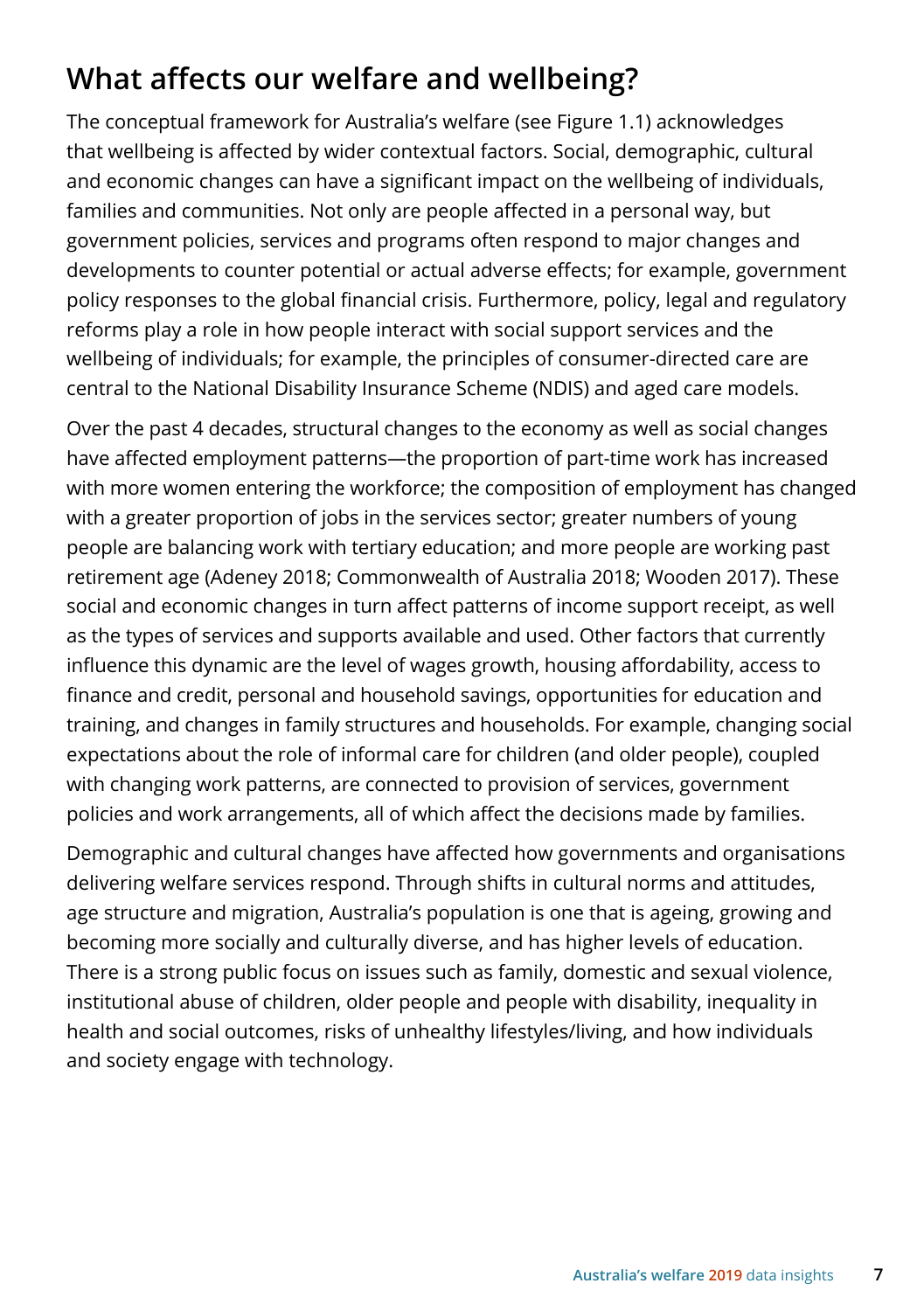## What affects our welfare and wellbeing?

The conceptual framework for Australia's welfare (see Figure 1.1) acknowledges that wellbeing is affected by wider contextual factors. Social, demographic, cultural and economic changes can have a significant impact on the wellbeing of individuals, families and communities. Not only are people affected in a personal way, but government policies, services and programs often respond to major changes and developments to counter potential or actual adverse effects; for example, government policy responses to the global financial crisis. Furthermore, policy, legal and regulatory reforms play a role in how people interact with social support services and the wellbeing of individuals; for example, the principles of consumer-directed care are central to the National Disability Insurance Scheme (NDIS) and aged care models.

Over the past 4 decades, structural changes to the economy as well as social changes have affected employment patterns—the proportion of part-time work has increased with more women entering the workforce; the composition of employment has changed with a greater proportion of jobs in the services sector; greater numbers of young people are balancing work with tertiary education; and more people are working past retirement age (Adeney 2018; Commonwealth of Australia 2018; Wooden 2017). These social and economic changes in turn affect patterns of income support receipt, as well as the types of services and supports available and used. Other factors that currently influence this dynamic are the level of wages growth, housing affordability, access to finance and credit, personal and household savings, opportunities for education and training, and changes in family structures and households. For example, changing social expectations about the role of informal care for children (and older people), coupled with changing work patterns, are connected to provision of services, government policies and work arrangements, all of which affect the decisions made by families.

Demographic and cultural changes have affected how governments and organisations delivering welfare services respond. Through shifts in cultural norms and attitudes, age structure and migration, Australia's population is one that is ageing, growing and becoming more socially and culturally diverse, and has higher levels of education. There is a strong public focus on issues such as family, domestic and sexual violence, institutional abuse of children, older people and people with disability, inequality in health and social outcomes, risks of unhealthy lifestyles/living, and how individuals and society engage with technology.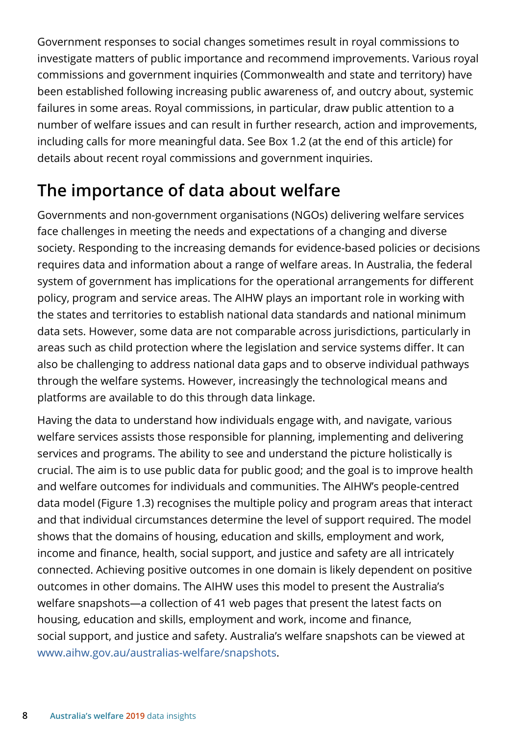Government responses to social changes sometimes result in royal commissions to investigate matters of public importance and recommend improvements. Various royal commissions and government inquiries (Commonwealth and state and territory) have been established following increasing public awareness of, and outcry about, systemic failures in some areas. Royal commissions, in particular, draw public attention to a number of welfare issues and can result in further research, action and improvements, including calls for more meaningful data. See Box 1.2 (at the end of this article) for details about recent royal commissions and government inquiries.

## The importance of data about welfare

Governments and non-government organisations (NGOs) delivering welfare services face challenges in meeting the needs and expectations of a changing and diverse society. Responding to the increasing demands for evidence-based policies or decisions requires data and information about a range of welfare areas. In Australia, the federal system of government has implications for the operational arrangements for different policy, program and service areas. The AIHW plays an important role in working with the states and territories to establish national data standards and national minimum data sets. However, some data are not comparable across jurisdictions, particularly in areas such as child protection where the legislation and service systems differ. It can also be challenging to address national data gaps and to observe individual pathways through the welfare systems. However, increasingly the technological means and platforms are available to do this through data linkage.

Having the data to understand how individuals engage with, and navigate, various welfare services assists those responsible for planning, implementing and delivering services and programs. The ability to see and understand the picture holistically is crucial. The aim is to use public data for public good; and the goal is to improve health and welfare outcomes for individuals and communities. The AIHW's people-centred data model (Figure 1.3) recognises the multiple policy and program areas that interact and that individual circumstances determine the level of support required. The model shows that the domains of housing, education and skills, employment and work, income and finance, health, social support, and justice and safety are all intricately connected. Achieving positive outcomes in one domain is likely dependent on positive outcomes in other domains. The AIHW uses this model to present the Australia's welfare snapshots—a collection of 41 web pages that present the latest facts on housing, education and skills, employment and work, income and finance, social support, and justice and safety. Australia's welfare snapshots can be viewed at www.aihw.gov.au/australias-welfare/snapshots.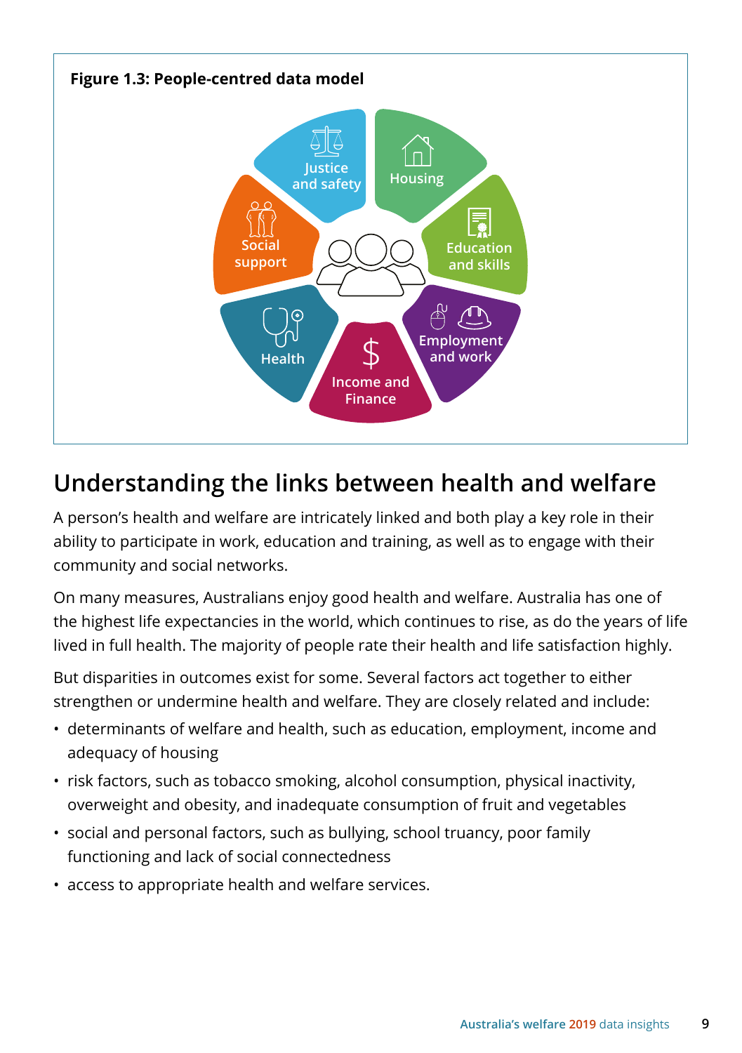**Figure 1.3: People-centred data model**

Justice and safety

Housing

Education and skills

Employment and work

Income and Finance

Health

Social support

## Understanding the links between health and welfare

A person's health and welfare are intricately linked and both play a key role in their ability to participate in work, education and training, as well as to engage with their community and social networks.

On many measures, Australians enjoy good health and welfare. Australia has one of the highest life expectancies in the world, which continues to rise, as do the years of life lived in full health. The majority of people rate their health and life satisfaction highly.

But disparities in outcomes exist for some. Several factors act together to either strengthen or undermine health and welfare. They are closely related and include:

- determinants of welfare and health, such as education, employment, income and adequacy of housing
- risk factors, such as tobacco smoking, alcohol consumption, physical inactivity, overweight and obesity, and inadequate consumption of fruit and vegetables
- social and personal factors, such as bullying, school truancy, poor family functioning and lack of social connectedness
- access to appropriate health and welfare services.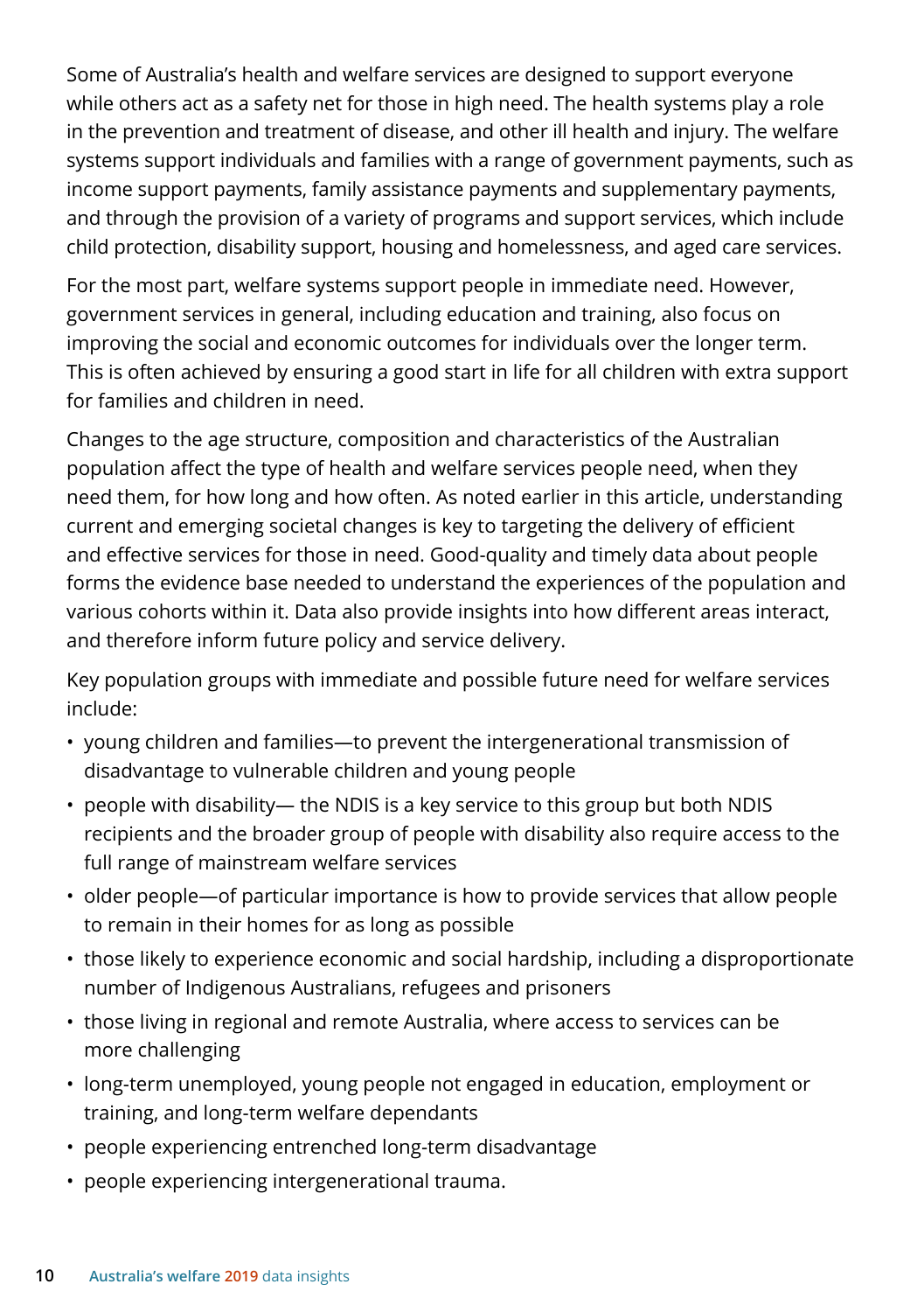Some of Australia's health and welfare services are designed to support everyone while others act as a safety net for those in high need. The health systems play a role in the prevention and treatment of disease, and other ill health and injury. The welfare systems support individuals and families with a range of government payments, such as income support payments, family assistance payments and supplementary payments, and through the provision of a variety of programs and support services, which include child protection, disability support, housing and homelessness, and aged care services.

For the most part, welfare systems support people in immediate need. However, government services in general, including education and training, also focus on improving the social and economic outcomes for individuals over the longer term. This is often achieved by ensuring a good start in life for all children with extra support for families and children in need.

Changes to the age structure, composition and characteristics of the Australian population affect the type of health and welfare services people need, when they need them, for how long and how often. As noted earlier in this article, understanding current and emerging societal changes is key to targeting the delivery of efficient and effective services for those in need. Good-quality and timely data about people forms the evidence base needed to understand the experiences of the population and various cohorts within it. Data also provide insights into how different areas interact, and therefore inform future policy and service delivery.

Key population groups with immediate and possible future need for welfare services include:

- young children and families—to prevent the intergenerational transmission of disadvantage to vulnerable children and young people
- people with disability— the NDIS is a key service to this group but both NDIS recipients and the broader group of people with disability also require access to the full range of mainstream welfare services
- older people—of particular importance is how to provide services that allow people to remain in their homes for as long as possible
- those likely to experience economic and social hardship, including a disproportionate number of Indigenous Australians, refugees and prisoners
- those living in regional and remote Australia, where access to services can be more challenging
- long-term unemployed, young people not engaged in education, employment or training, and long-term welfare dependants
- people experiencing entrenched long-term disadvantage
- people experiencing intergenerational trauma.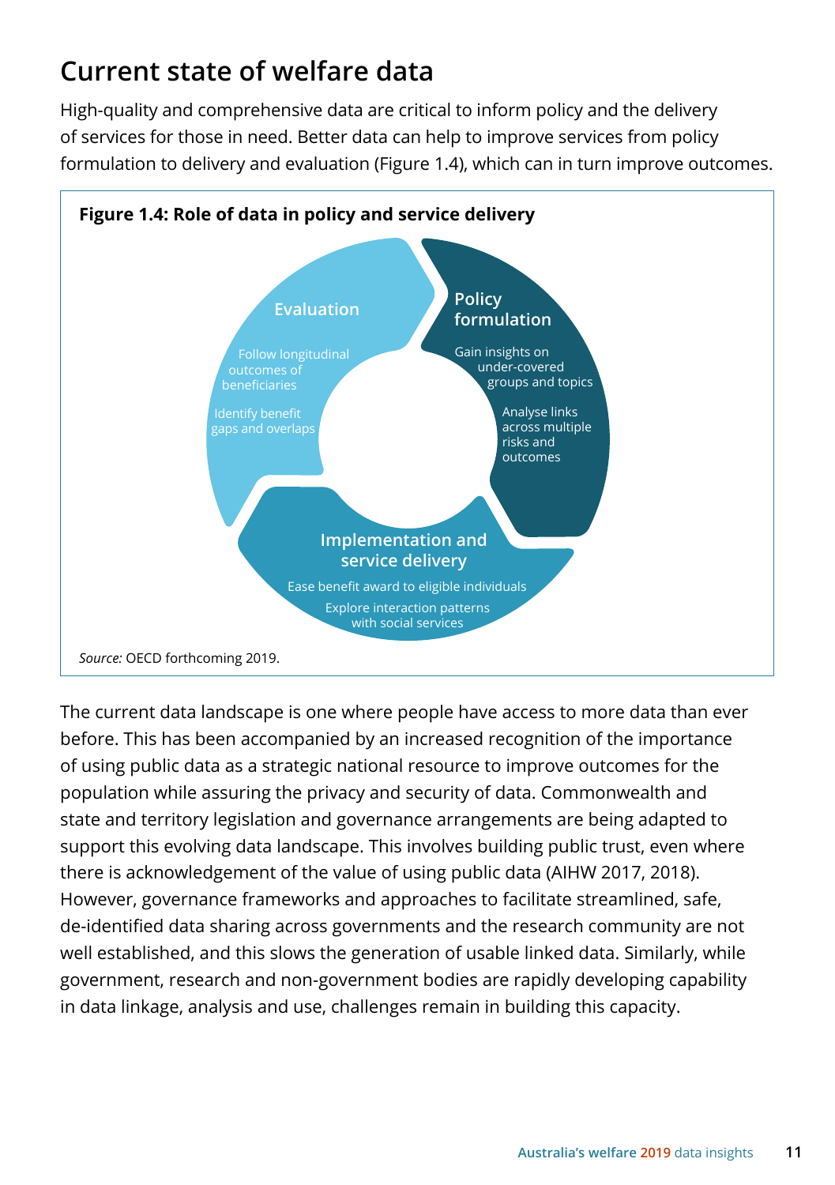## Current state of welfare data

High-quality and comprehensive data are critical to inform policy and the delivery of services for those in need. Better data can help to improve services from policy formulation to delivery and evaluation (Figure 1.4), which can in turn improve outcomes.

**Figure 1.4: Role of data in policy and service delivery**

**Policy formulation**
- Gain insights on under-covered groups and topics
- Analyse links across multiple risks and outcomes

**Implementation and service delivery**
- Ease benefit award to eligible individuals
- Explore interaction patterns with social services

**Evaluation**
- Follow longitudinal outcomes of beneficiaries
- Identify benefit gaps and overlaps

*Source:* OECD forthcoming 2019.

The current data landscape is one where people have access to more data than ever before. This has been accompanied by an increased recognition of the importance of using public data as a strategic national resource to improve outcomes for the population while assuring the privacy and security of data. Commonwealth and state and territory legislation and governance arrangements are being adapted to support this evolving data landscape. This involves building public trust, even where there is acknowledgement of the value of using public data (AIHW 2017, 2018). However, governance frameworks and approaches to facilitate streamlined, safe, de-identified data sharing across governments and the research community are not well established, and this slows the generation of usable linked data. Similarly, while government, research and non-government bodies are rapidly developing capability in data linkage, analysis and use, challenges remain in building this capacity.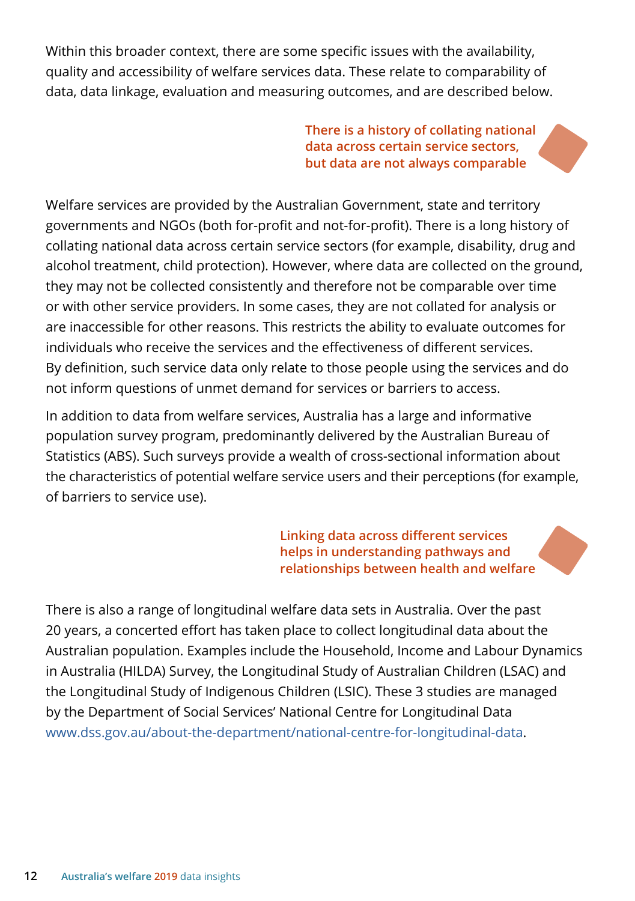Within this broader context, there are some specific issues with the availability, quality and accessibility of welfare services data. These relate to comparability of data, data linkage, evaluation and measuring outcomes, and are described below.

### There is a history of collating national data across certain service sectors, but data are not always comparable

Welfare services are provided by the Australian Government, state and territory governments and NGOs (both for-profit and not-for-profit). There is a long history of collating national data across certain service sectors (for example, disability, drug and alcohol treatment, child protection). However, where data are collected on the ground, they may not be collected consistently and therefore not be comparable over time or with other service providers. In some cases, they are not collated for analysis or are inaccessible for other reasons. This restricts the ability to evaluate outcomes for individuals who receive the services and the effectiveness of different services. By definition, such service data only relate to those people using the services and do not inform questions of unmet demand for services or barriers to access.

In addition to data from welfare services, Australia has a large and informative population survey program, predominantly delivered by the Australian Bureau of Statistics (ABS). Such surveys provide a wealth of cross-sectional information about the characteristics of potential welfare service users and their perceptions (for example, of barriers to service use).

### Linking data across different services helps in understanding pathways and relationships between health and welfare

There is also a range of longitudinal welfare data sets in Australia. Over the past 20 years, a concerted effort has taken place to collect longitudinal data about the Australian population. Examples include the Household, Income and Labour Dynamics in Australia (HILDA) Survey, the Longitudinal Study of Australian Children (LSAC) and the Longitudinal Study of Indigenous Children (LSIC). These 3 studies are managed by the Department of Social Services' National Centre for Longitudinal Data www.dss.gov.au/about-the-department/national-centre-for-longitudinal-data.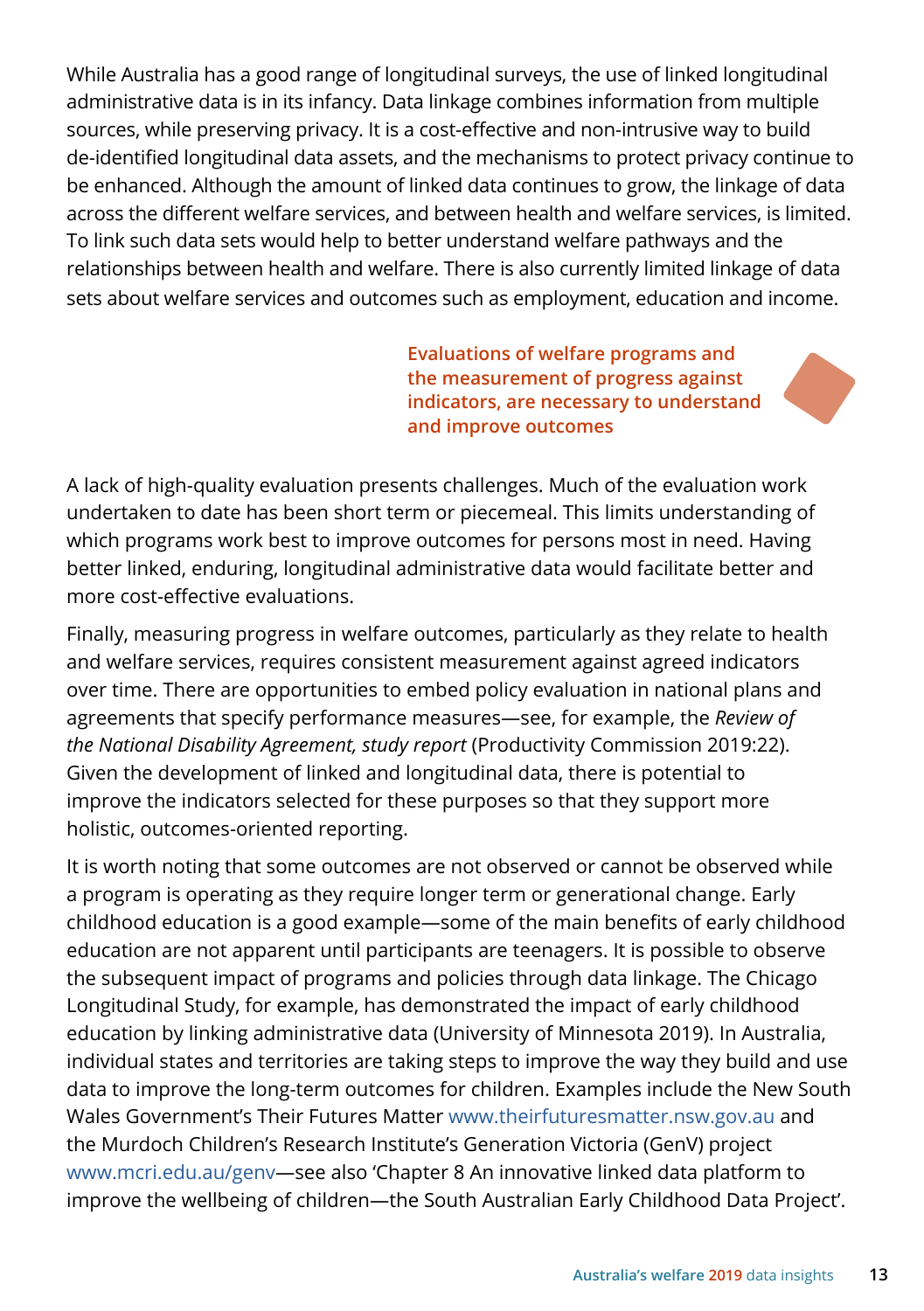While Australia has a good range of longitudinal surveys, the use of linked longitudinal administrative data is in its infancy. Data linkage combines information from multiple sources, while preserving privacy. It is a cost-effective and non-intrusive way to build de-identified longitudinal data assets, and the mechanisms to protect privacy continue to be enhanced. Although the amount of linked data continues to grow, the linkage of data across the different welfare services, and between health and welfare services, is limited. To link such data sets would help to better understand welfare pathways and the relationships between health and welfare. There is also currently limited linkage of data sets about welfare services and outcomes such as employment, education and income.

**Evaluations of welfare programs and the measurement of progress against indicators, are necessary to understand and improve outcomes**

A lack of high-quality evaluation presents challenges. Much of the evaluation work undertaken to date has been short term or piecemeal. This limits understanding of which programs work best to improve outcomes for persons most in need. Having better linked, enduring, longitudinal administrative data would facilitate better and more cost-effective evaluations.

Finally, measuring progress in welfare outcomes, particularly as they relate to health and welfare services, requires consistent measurement against agreed indicators over time. There are opportunities to embed policy evaluation in national plans and agreements that specify performance measures—see, for example, the *Review of the National Disability Agreement, study report* (Productivity Commission 2019:22). Given the development of linked and longitudinal data, there is potential to improve the indicators selected for these purposes so that they support more holistic, outcomes-oriented reporting.

It is worth noting that some outcomes are not observed or cannot be observed while a program is operating as they require longer term or generational change. Early childhood education is a good example—some of the main benefits of early childhood education are not apparent until participants are teenagers. It is possible to observe the subsequent impact of programs and policies through data linkage. The Chicago Longitudinal Study, for example, has demonstrated the impact of early childhood education by linking administrative data (University of Minnesota 2019). In Australia, individual states and territories are taking steps to improve the way they build and use data to improve the long-term outcomes for children. Examples include the New South Wales Government's Their Futures Matter www.theirfuturesmatter.nsw.gov.au and the Murdoch Children's Research Institute's Generation Victoria (GenV) project www.mcri.edu.au/genv—see also 'Chapter 8 An innovative linked data platform to improve the wellbeing of children—the South Australian Early Childhood Data Project'.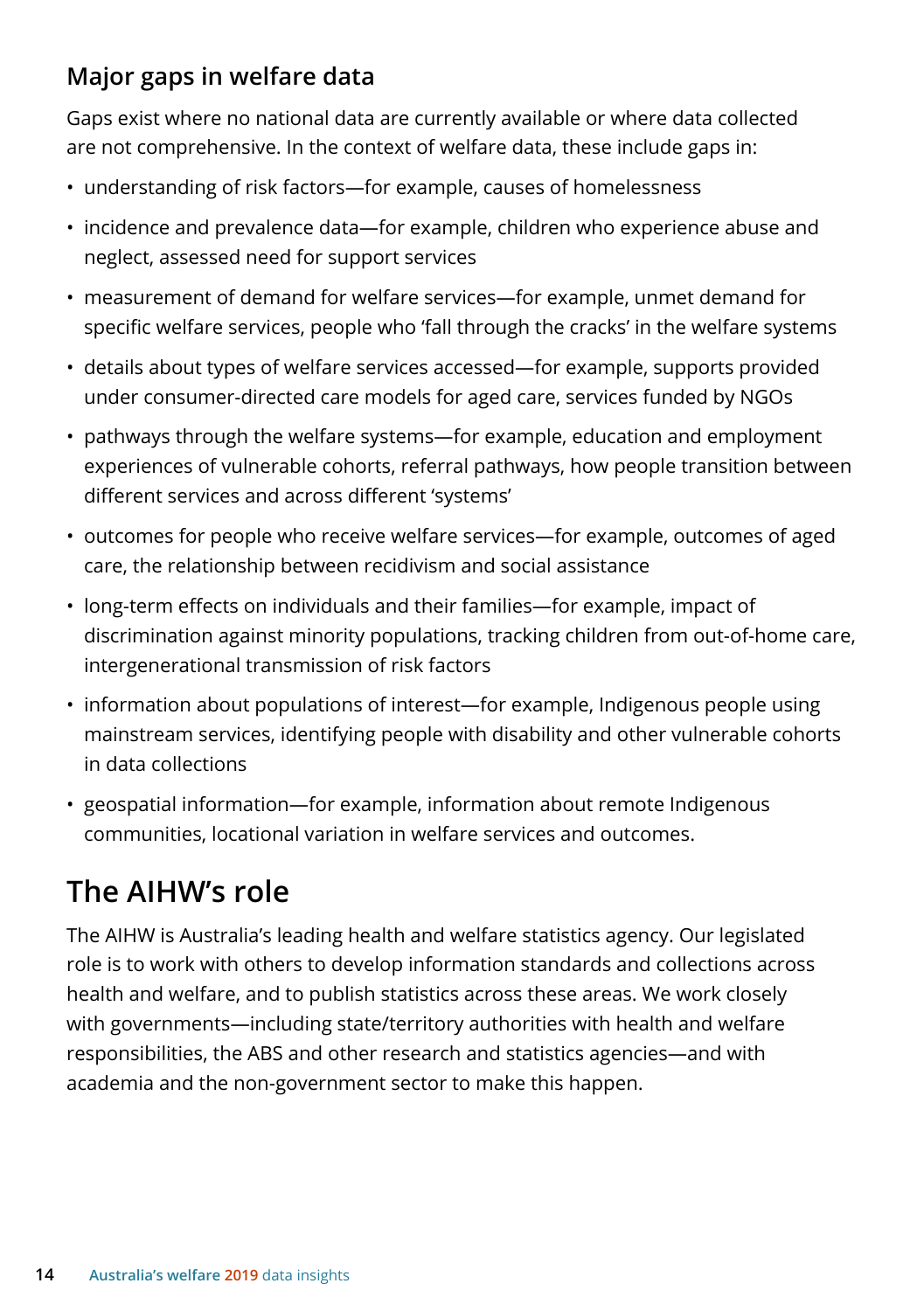### Major gaps in welfare data

Gaps exist where no national data are currently available or where data collected are not comprehensive. In the context of welfare data, these include gaps in:

- understanding of risk factors—for example, causes of homelessness
- incidence and prevalence data—for example, children who experience abuse and neglect, assessed need for support services
- measurement of demand for welfare services—for example, unmet demand for specific welfare services, people who 'fall through the cracks' in the welfare systems
- details about types of welfare services accessed—for example, supports provided under consumer-directed care models for aged care, services funded by NGOs
- pathways through the welfare systems—for example, education and employment experiences of vulnerable cohorts, referral pathways, how people transition between different services and across different 'systems'
- outcomes for people who receive welfare services—for example, outcomes of aged care, the relationship between recidivism and social assistance
- long-term effects on individuals and their families—for example, impact of discrimination against minority populations, tracking children from out-of-home care, intergenerational transmission of risk factors
- information about populations of interest—for example, Indigenous people using mainstream services, identifying people with disability and other vulnerable cohorts in data collections
- geospatial information—for example, information about remote Indigenous communities, locational variation in welfare services and outcomes.

## The AIHW's role

The AIHW is Australia's leading health and welfare statistics agency. Our legislated role is to work with others to develop information standards and collections across health and welfare, and to publish statistics across these areas. We work closely with governments—including state/territory authorities with health and welfare responsibilities, the ABS and other research and statistics agencies—and with academia and the non-government sector to make this happen.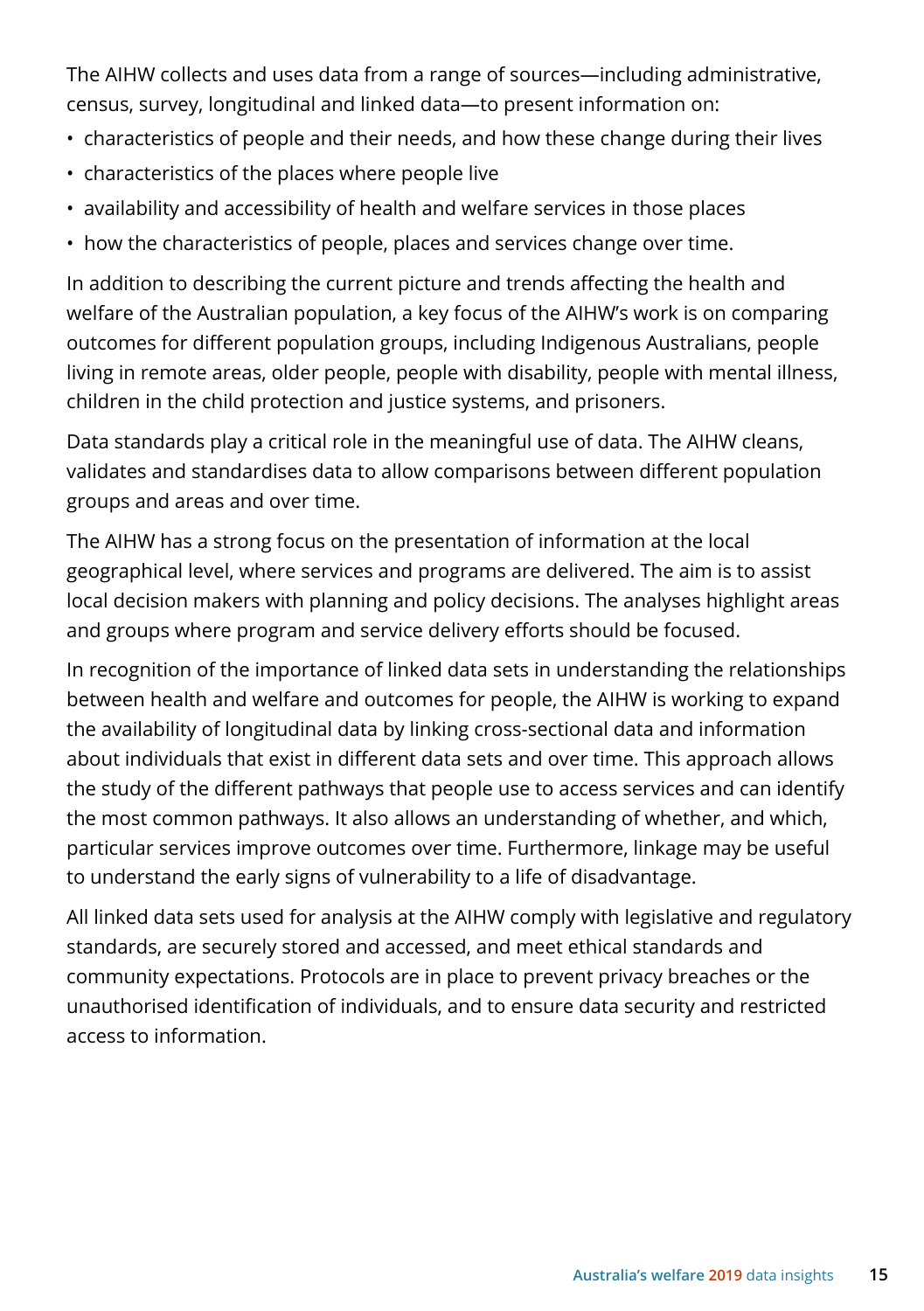The AIHW collects and uses data from a range of sources—including administrative, census, survey, longitudinal and linked data—to present information on:

- characteristics of people and their needs, and how these change during their lives
- characteristics of the places where people live
- availability and accessibility of health and welfare services in those places
- how the characteristics of people, places and services change over time.

In addition to describing the current picture and trends affecting the health and welfare of the Australian population, a key focus of the AIHW's work is on comparing outcomes for different population groups, including Indigenous Australians, people living in remote areas, older people, people with disability, people with mental illness, children in the child protection and justice systems, and prisoners.

Data standards play a critical role in the meaningful use of data. The AIHW cleans, validates and standardises data to allow comparisons between different population groups and areas and over time.

The AIHW has a strong focus on the presentation of information at the local geographical level, where services and programs are delivered. The aim is to assist local decision makers with planning and policy decisions. The analyses highlight areas and groups where program and service delivery efforts should be focused.

In recognition of the importance of linked data sets in understanding the relationships between health and welfare and outcomes for people, the AIHW is working to expand the availability of longitudinal data by linking cross-sectional data and information about individuals that exist in different data sets and over time. This approach allows the study of the different pathways that people use to access services and can identify the most common pathways. It also allows an understanding of whether, and which, particular services improve outcomes over time. Furthermore, linkage may be useful to understand the early signs of vulnerability to a life of disadvantage.

All linked data sets used for analysis at the AIHW comply with legislative and regulatory standards, are securely stored and accessed, and meet ethical standards and community expectations. Protocols are in place to prevent privacy breaches or the unauthorised identification of individuals, and to ensure data security and restricted access to information.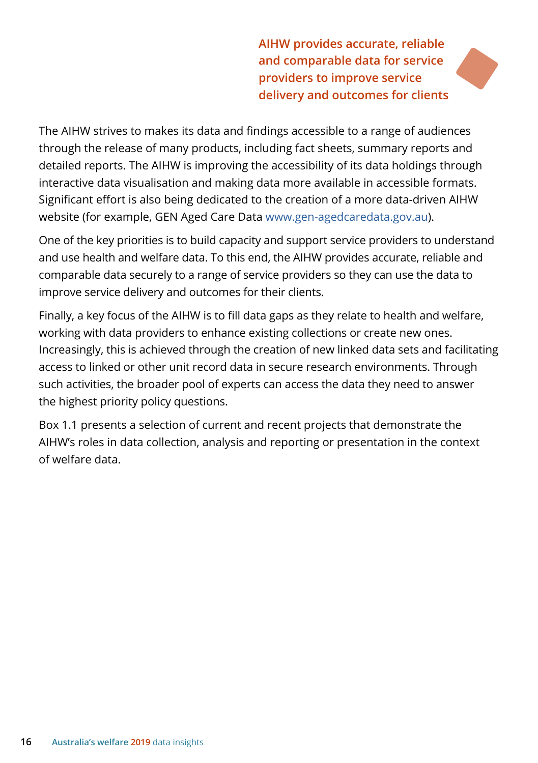**AIHW provides accurate, reliable and comparable data for service providers to improve service delivery and outcomes for clients**

The AIHW strives to makes its data and findings accessible to a range of audiences through the release of many products, including fact sheets, summary reports and detailed reports. The AIHW is improving the accessibility of its data holdings through interactive data visualisation and making data more available in accessible formats. Significant effort is also being dedicated to the creation of a more data-driven AIHW website (for example, GEN Aged Care Data www.gen-agedcaredata.gov.au).

One of the key priorities is to build capacity and support service providers to understand and use health and welfare data. To this end, the AIHW provides accurate, reliable and comparable data securely to a range of service providers so they can use the data to improve service delivery and outcomes for their clients.

Finally, a key focus of the AIHW is to fill data gaps as they relate to health and welfare, working with data providers to enhance existing collections or create new ones. Increasingly, this is achieved through the creation of new linked data sets and facilitating access to linked or other unit record data in secure research environments. Through such activities, the broader pool of experts can access the data they need to answer the highest priority policy questions.

Box 1.1 presents a selection of current and recent projects that demonstrate the AIHW's roles in data collection, analysis and reporting or presentation in the context of welfare data.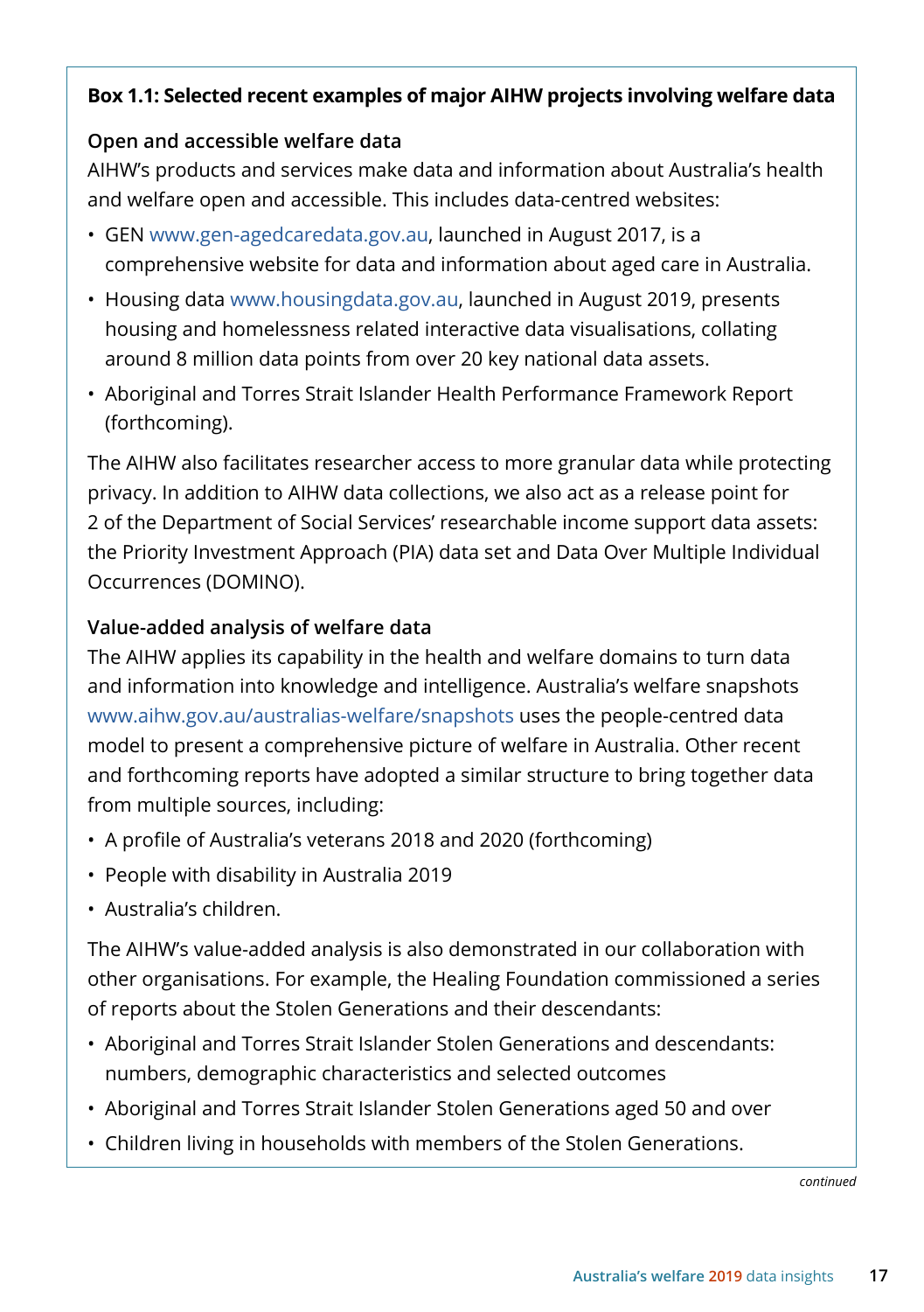**Box 1.1: Selected recent examples of major AIHW projects involving welfare data**

**Open and accessible welfare data**

AIHW's products and services make data and information about Australia's health and welfare open and accessible. This includes data-centred websites:

- GEN www.gen-agedcaredata.gov.au, launched in August 2017, is a comprehensive website for data and information about aged care in Australia.
- Housing data www.housingdata.gov.au, launched in August 2019, presents housing and homelessness related interactive data visualisations, collating around 8 million data points from over 20 key national data assets.
- Aboriginal and Torres Strait Islander Health Performance Framework Report (forthcoming).

The AIHW also facilitates researcher access to more granular data while protecting privacy. In addition to AIHW data collections, we also act as a release point for 2 of the Department of Social Services' researchable income support data assets: the Priority Investment Approach (PIA) data set and Data Over Multiple Individual Occurrences (DOMINO).

**Value-added analysis of welfare data**

The AIHW applies its capability in the health and welfare domains to turn data and information into knowledge and intelligence. Australia's welfare snapshots www.aihw.gov.au/australias-welfare/snapshots uses the people-centred data model to present a comprehensive picture of welfare in Australia. Other recent and forthcoming reports have adopted a similar structure to bring together data from multiple sources, including:

- A profile of Australia's veterans 2018 and 2020 (forthcoming)
- People with disability in Australia 2019
- Australia's children.

The AIHW's value-added analysis is also demonstrated in our collaboration with other organisations. For example, the Healing Foundation commissioned a series of reports about the Stolen Generations and their descendants:

- Aboriginal and Torres Strait Islander Stolen Generations and descendants: numbers, demographic characteristics and selected outcomes
- Aboriginal and Torres Strait Islander Stolen Generations aged 50 and over
- Children living in households with members of the Stolen Generations.

*continued*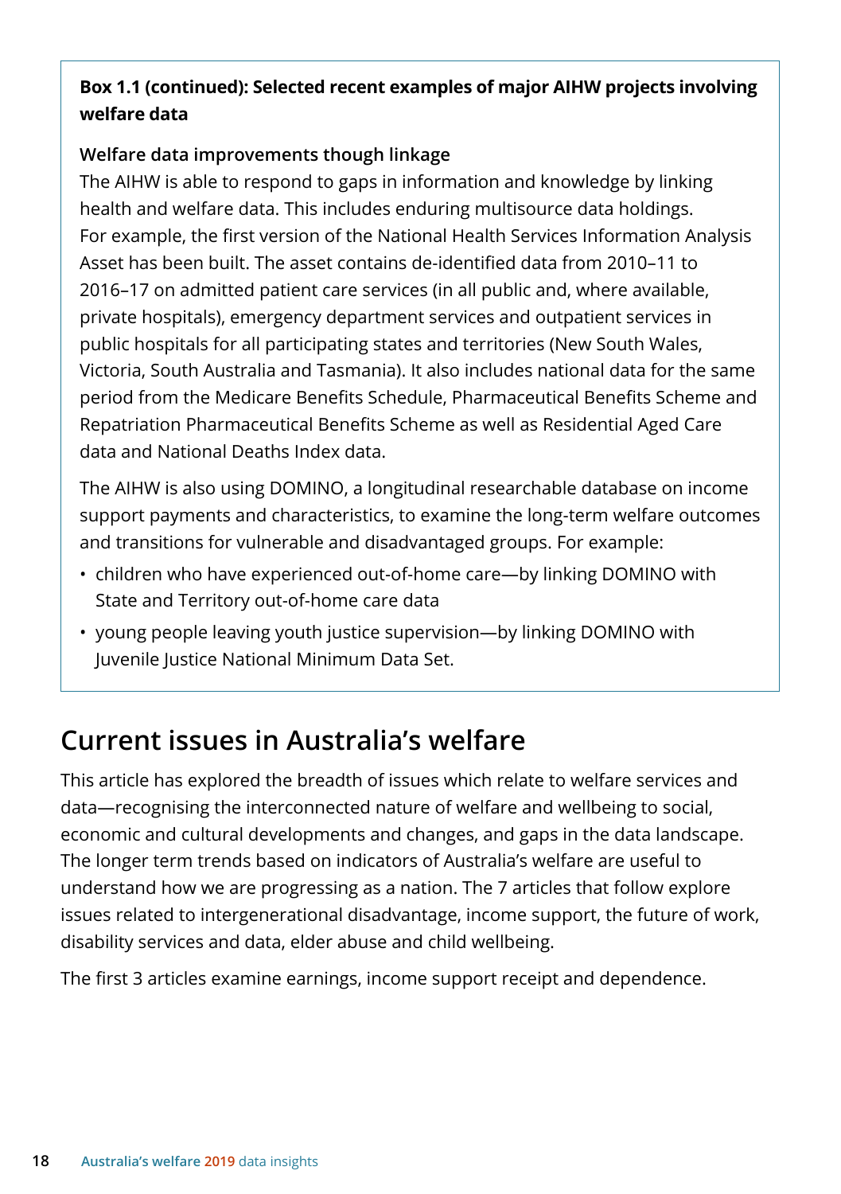**Box 1.1 (continued): Selected recent examples of major AIHW projects involving welfare data**

**Welfare data improvements though linkage**

The AIHW is able to respond to gaps in information and knowledge by linking health and welfare data. This includes enduring multisource data holdings. For example, the first version of the National Health Services Information Analysis Asset has been built. The asset contains de-identified data from 2010–11 to 2016–17 on admitted patient care services (in all public and, where available, private hospitals), emergency department services and outpatient services in public hospitals for all participating states and territories (New South Wales, Victoria, South Australia and Tasmania). It also includes national data for the same period from the Medicare Benefits Schedule, Pharmaceutical Benefits Scheme and Repatriation Pharmaceutical Benefits Scheme as well as Residential Aged Care data and National Deaths Index data.

The AIHW is also using DOMINO, a longitudinal researchable database on income support payments and characteristics, to examine the long-term welfare outcomes and transitions for vulnerable and disadvantaged groups. For example:

- children who have experienced out-of-home care—by linking DOMINO with State and Territory out-of-home care data
- young people leaving youth justice supervision—by linking DOMINO with Juvenile Justice National Minimum Data Set.

## Current issues in Australia's welfare

This article has explored the breadth of issues which relate to welfare services and data—recognising the interconnected nature of welfare and wellbeing to social, economic and cultural developments and changes, and gaps in the data landscape. The longer term trends based on indicators of Australia's welfare are useful to understand how we are progressing as a nation. The 7 articles that follow explore issues related to intergenerational disadvantage, income support, the future of work, disability services and data, elder abuse and child wellbeing.

The first 3 articles examine earnings, income support receipt and dependence.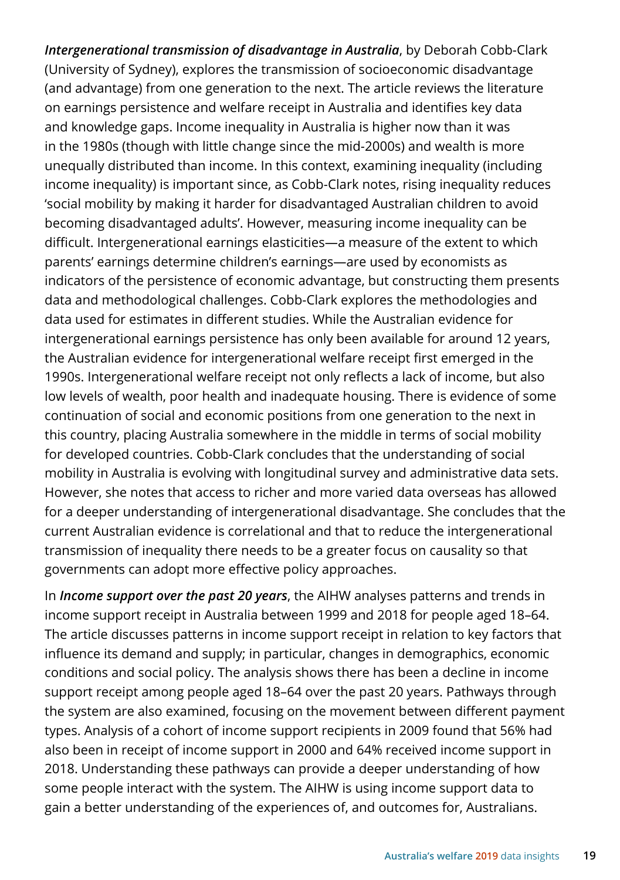***Intergenerational transmission of disadvantage in Australia***, by Deborah Cobb-Clark (University of Sydney), explores the transmission of socioeconomic disadvantage (and advantage) from one generation to the next. The article reviews the literature on earnings persistence and welfare receipt in Australia and identifies key data and knowledge gaps. Income inequality in Australia is higher now than it was in the 1980s (though with little change since the mid-2000s) and wealth is more unequally distributed than income. In this context, examining inequality (including income inequality) is important since, as Cobb-Clark notes, rising inequality reduces 'social mobility by making it harder for disadvantaged Australian children to avoid becoming disadvantaged adults'. However, measuring income inequality can be difficult. Intergenerational earnings elasticities—a measure of the extent to which parents' earnings determine children's earnings—are used by economists as indicators of the persistence of economic advantage, but constructing them presents data and methodological challenges. Cobb-Clark explores the methodologies and data used for estimates in different studies. While the Australian evidence for intergenerational earnings persistence has only been available for around 12 years, the Australian evidence for intergenerational welfare receipt first emerged in the 1990s. Intergenerational welfare receipt not only reflects a lack of income, but also low levels of wealth, poor health and inadequate housing. There is evidence of some continuation of social and economic positions from one generation to the next in this country, placing Australia somewhere in the middle in terms of social mobility for developed countries. Cobb-Clark concludes that the understanding of social mobility in Australia is evolving with longitudinal survey and administrative data sets. However, she notes that access to richer and more varied data overseas has allowed for a deeper understanding of intergenerational disadvantage. She concludes that the current Australian evidence is correlational and that to reduce the intergenerational transmission of inequality there needs to be a greater focus on causality so that governments can adopt more effective policy approaches.

In ***Income support over the past 20 years***, the AIHW analyses patterns and trends in income support receipt in Australia between 1999 and 2018 for people aged 18–64. The article discusses patterns in income support receipt in relation to key factors that influence its demand and supply; in particular, changes in demographics, economic conditions and social policy. The analysis shows there has been a decline in income support receipt among people aged 18–64 over the past 20 years. Pathways through the system are also examined, focusing on the movement between different payment types. Analysis of a cohort of income support recipients in 2009 found that 56% had also been in receipt of income support in 2000 and 64% received income support in 2018. Understanding these pathways can provide a deeper understanding of how some people interact with the system. The AIHW is using income support data to gain a better understanding of the experiences of, and outcomes for, Australians.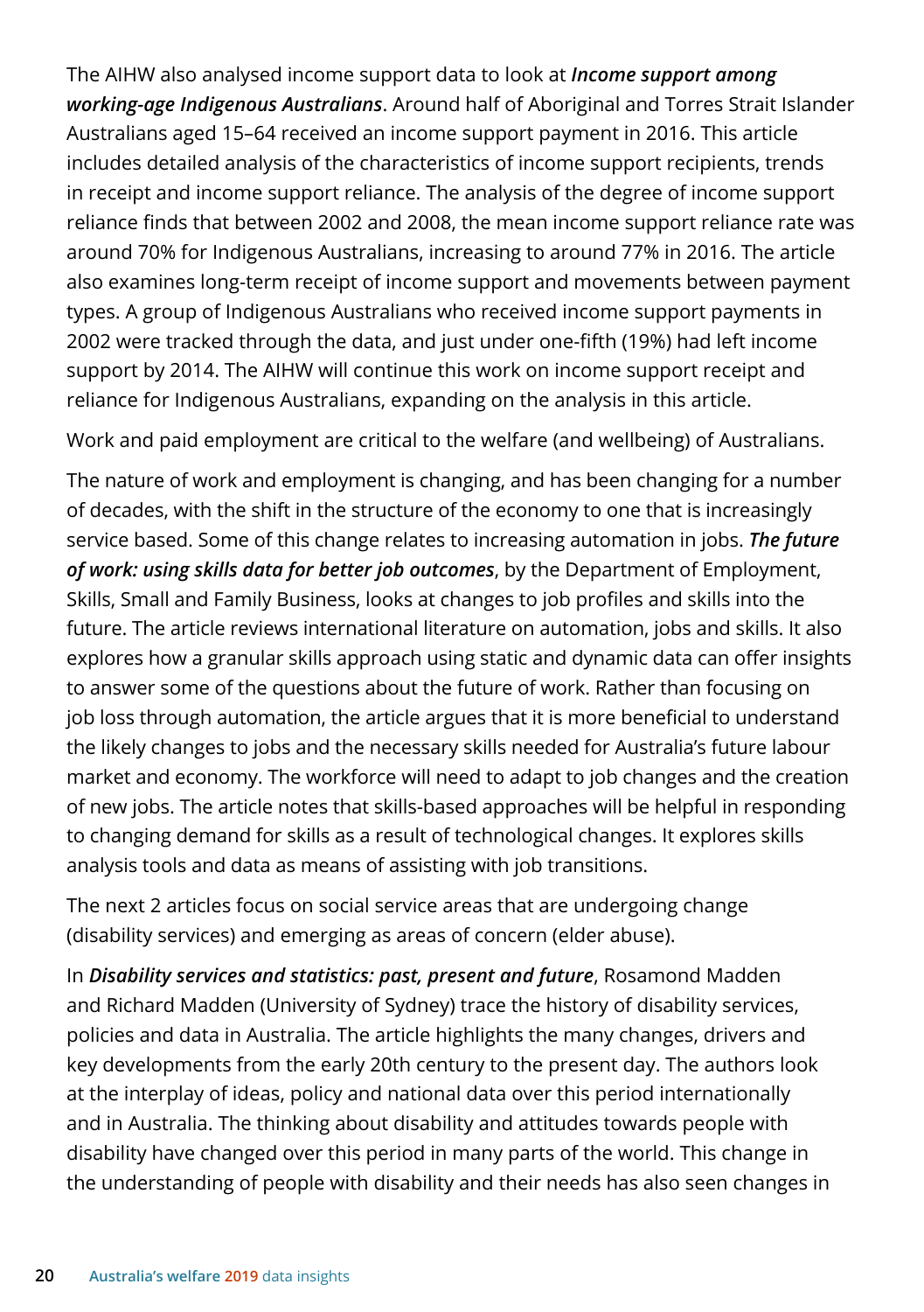The AIHW also analysed income support data to look at ***Income support among working-age Indigenous Australians***. Around half of Aboriginal and Torres Strait Islander Australians aged 15–64 received an income support payment in 2016. This article includes detailed analysis of the characteristics of income support recipients, trends in receipt and income support reliance. The analysis of the degree of income support reliance finds that between 2002 and 2008, the mean income support reliance rate was around 70% for Indigenous Australians, increasing to around 77% in 2016. The article also examines long-term receipt of income support and movements between payment types. A group of Indigenous Australians who received income support payments in 2002 were tracked through the data, and just under one-fifth (19%) had left income support by 2014. The AIHW will continue this work on income support receipt and reliance for Indigenous Australians, expanding on the analysis in this article.

Work and paid employment are critical to the welfare (and wellbeing) of Australians.

The nature of work and employment is changing, and has been changing for a number of decades, with the shift in the structure of the economy to one that is increasingly service based. Some of this change relates to increasing automation in jobs. ***The future of work: using skills data for better job outcomes***, by the Department of Employment, Skills, Small and Family Business, looks at changes to job profiles and skills into the future. The article reviews international literature on automation, jobs and skills. It also explores how a granular skills approach using static and dynamic data can offer insights to answer some of the questions about the future of work. Rather than focusing on job loss through automation, the article argues that it is more beneficial to understand the likely changes to jobs and the necessary skills needed for Australia's future labour market and economy. The workforce will need to adapt to job changes and the creation of new jobs. The article notes that skills-based approaches will be helpful in responding to changing demand for skills as a result of technological changes. It explores skills analysis tools and data as means of assisting with job transitions.

The next 2 articles focus on social service areas that are undergoing change (disability services) and emerging as areas of concern (elder abuse).

In ***Disability services and statistics: past, present and future***, Rosamond Madden and Richard Madden (University of Sydney) trace the history of disability services, policies and data in Australia. The article highlights the many changes, drivers and key developments from the early 20th century to the present day. The authors look at the interplay of ideas, policy and national data over this period internationally and in Australia. The thinking about disability and attitudes towards people with disability have changed over this period in many parts of the world. This change in the understanding of people with disability and their needs has also seen changes in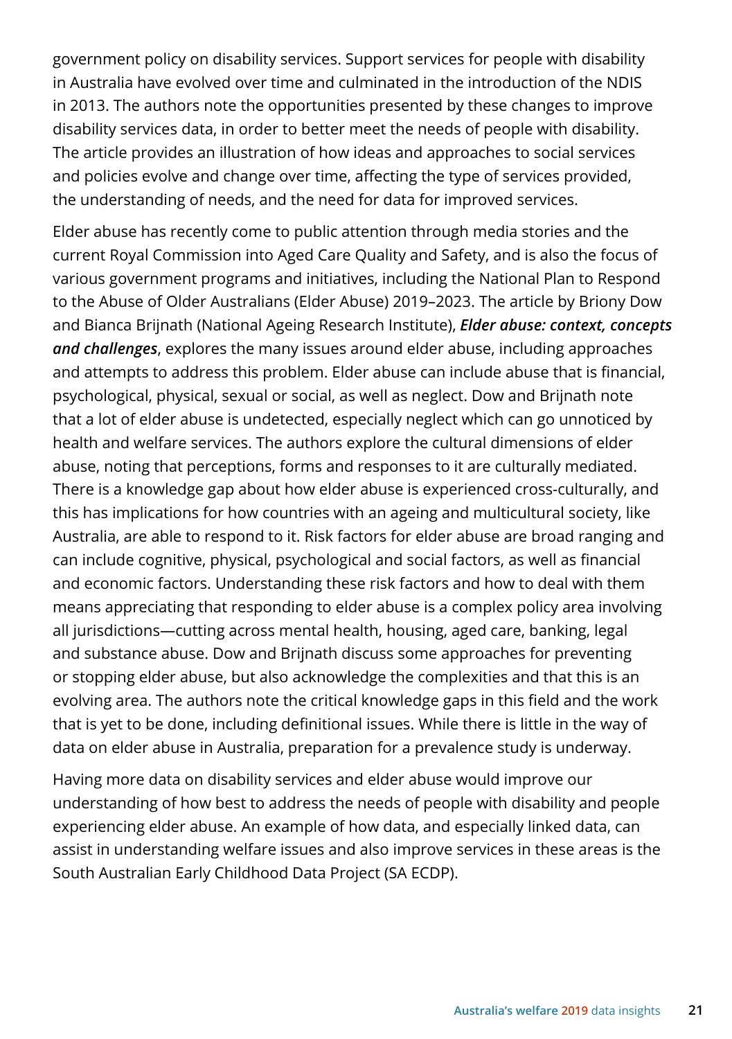government policy on disability services. Support services for people with disability in Australia have evolved over time and culminated in the introduction of the NDIS in 2013. The authors note the opportunities presented by these changes to improve disability services data, in order to better meet the needs of people with disability. The article provides an illustration of how ideas and approaches to social services and policies evolve and change over time, affecting the type of services provided, the understanding of needs, and the need for data for improved services.

Elder abuse has recently come to public attention through media stories and the current Royal Commission into Aged Care Quality and Safety, and is also the focus of various government programs and initiatives, including the National Plan to Respond to the Abuse of Older Australians (Elder Abuse) 2019–2023. The article by Briony Dow and Bianca Brijnath (National Ageing Research Institute), ***Elder abuse: context, concepts and challenges***, explores the many issues around elder abuse, including approaches and attempts to address this problem. Elder abuse can include abuse that is financial, psychological, physical, sexual or social, as well as neglect. Dow and Brijnath note that a lot of elder abuse is undetected, especially neglect which can go unnoticed by health and welfare services. The authors explore the cultural dimensions of elder abuse, noting that perceptions, forms and responses to it are culturally mediated. There is a knowledge gap about how elder abuse is experienced cross-culturally, and this has implications for how countries with an ageing and multicultural society, like Australia, are able to respond to it. Risk factors for elder abuse are broad ranging and can include cognitive, physical, psychological and social factors, as well as financial and economic factors. Understanding these risk factors and how to deal with them means appreciating that responding to elder abuse is a complex policy area involving all jurisdictions—cutting across mental health, housing, aged care, banking, legal and substance abuse. Dow and Brijnath discuss some approaches for preventing or stopping elder abuse, but also acknowledge the complexities and that this is an evolving area. The authors note the critical knowledge gaps in this field and the work that is yet to be done, including definitional issues. While there is little in the way of data on elder abuse in Australia, preparation for a prevalence study is underway.

Having more data on disability services and elder abuse would improve our understanding of how best to address the needs of people with disability and people experiencing elder abuse. An example of how data, and especially linked data, can assist in understanding welfare issues and also improve services in these areas is the South Australian Early Childhood Data Project (SA ECDP).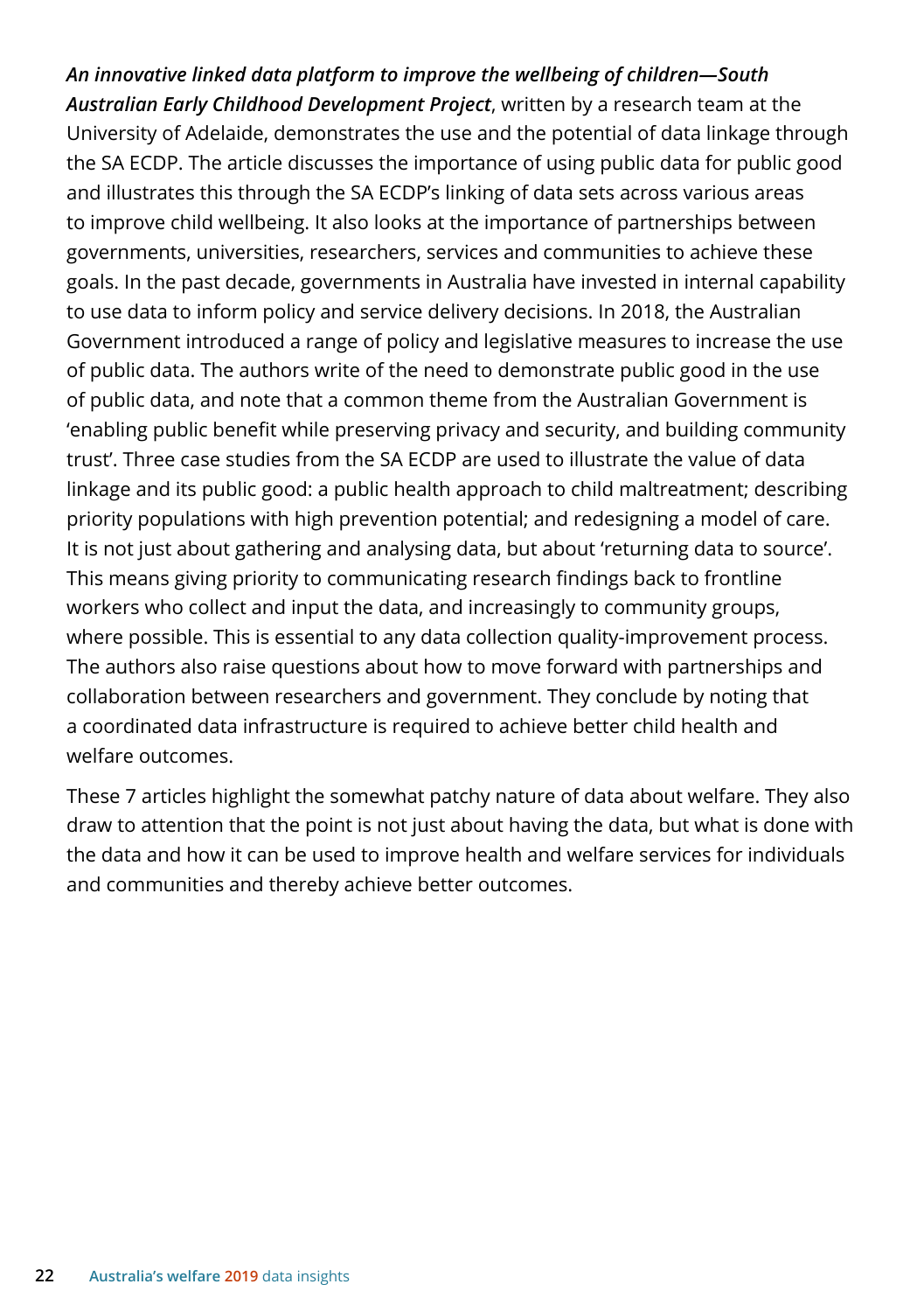***An innovative linked data platform to improve the wellbeing of children—South Australian Early Childhood Development Project***, written by a research team at the University of Adelaide, demonstrates the use and the potential of data linkage through the SA ECDP. The article discusses the importance of using public data for public good and illustrates this through the SA ECDP's linking of data sets across various areas to improve child wellbeing. It also looks at the importance of partnerships between governments, universities, researchers, services and communities to achieve these goals. In the past decade, governments in Australia have invested in internal capability to use data to inform policy and service delivery decisions. In 2018, the Australian Government introduced a range of policy and legislative measures to increase the use of public data. The authors write of the need to demonstrate public good in the use of public data, and note that a common theme from the Australian Government is 'enabling public benefit while preserving privacy and security, and building community trust'. Three case studies from the SA ECDP are used to illustrate the value of data linkage and its public good: a public health approach to child maltreatment; describing priority populations with high prevention potential; and redesigning a model of care. It is not just about gathering and analysing data, but about 'returning data to source'. This means giving priority to communicating research findings back to frontline workers who collect and input the data, and increasingly to community groups, where possible. This is essential to any data collection quality-improvement process. The authors also raise questions about how to move forward with partnerships and collaboration between researchers and government. They conclude by noting that a coordinated data infrastructure is required to achieve better child health and welfare outcomes.

These 7 articles highlight the somewhat patchy nature of data about welfare. They also draw to attention that the point is not just about having the data, but what is done with the data and how it can be used to improve health and welfare services for individuals and communities and thereby achieve better outcomes.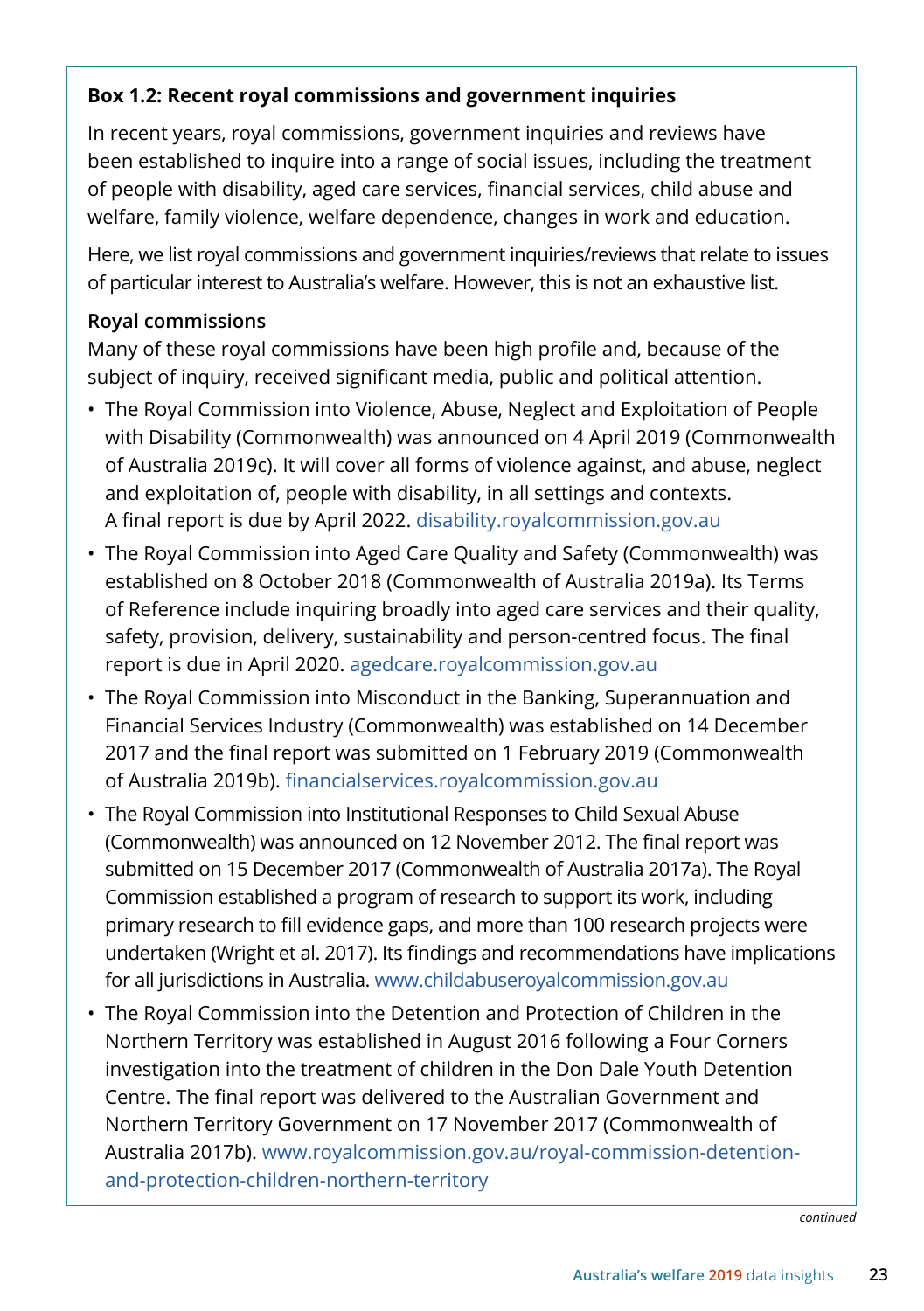### Box 1.2: Recent royal commissions and government inquiries

In recent years, royal commissions, government inquiries and reviews have been established to inquire into a range of social issues, including the treatment of people with disability, aged care services, financial services, child abuse and welfare, family violence, welfare dependence, changes in work and education.

Here, we list royal commissions and government inquiries/reviews that relate to issues of particular interest to Australia's welfare. However, this is not an exhaustive list.

**Royal commissions**

Many of these royal commissions have been high profile and, because of the subject of inquiry, received significant media, public and political attention.

- The Royal Commission into Violence, Abuse, Neglect and Exploitation of People with Disability (Commonwealth) was announced on 4 April 2019 (Commonwealth of Australia 2019c). It will cover all forms of violence against, and abuse, neglect and exploitation of, people with disability, in all settings and contexts. A final report is due by April 2022. disability.royalcommission.gov.au
- The Royal Commission into Aged Care Quality and Safety (Commonwealth) was established on 8 October 2018 (Commonwealth of Australia 2019a). Its Terms of Reference include inquiring broadly into aged care services and their quality, safety, provision, delivery, sustainability and person-centred focus. The final report is due in April 2020. agedcare.royalcommission.gov.au
- The Royal Commission into Misconduct in the Banking, Superannuation and Financial Services Industry (Commonwealth) was established on 14 December 2017 and the final report was submitted on 1 February 2019 (Commonwealth of Australia 2019b). financialservices.royalcommission.gov.au
- The Royal Commission into Institutional Responses to Child Sexual Abuse (Commonwealth) was announced on 12 November 2012. The final report was submitted on 15 December 2017 (Commonwealth of Australia 2017a). The Royal Commission established a program of research to support its work, including primary research to fill evidence gaps, and more than 100 research projects were undertaken (Wright et al. 2017). Its findings and recommendations have implications for all jurisdictions in Australia. www.childabuseroyalcommission.gov.au
- The Royal Commission into the Detention and Protection of Children in the Northern Territory was established in August 2016 following a Four Corners investigation into the treatment of children in the Don Dale Youth Detention Centre. The final report was delivered to the Australian Government and Northern Territory Government on 17 November 2017 (Commonwealth of Australia 2017b). www.royalcommission.gov.au/royal-commission-detention-and-protection-children-northern-territory

*continued*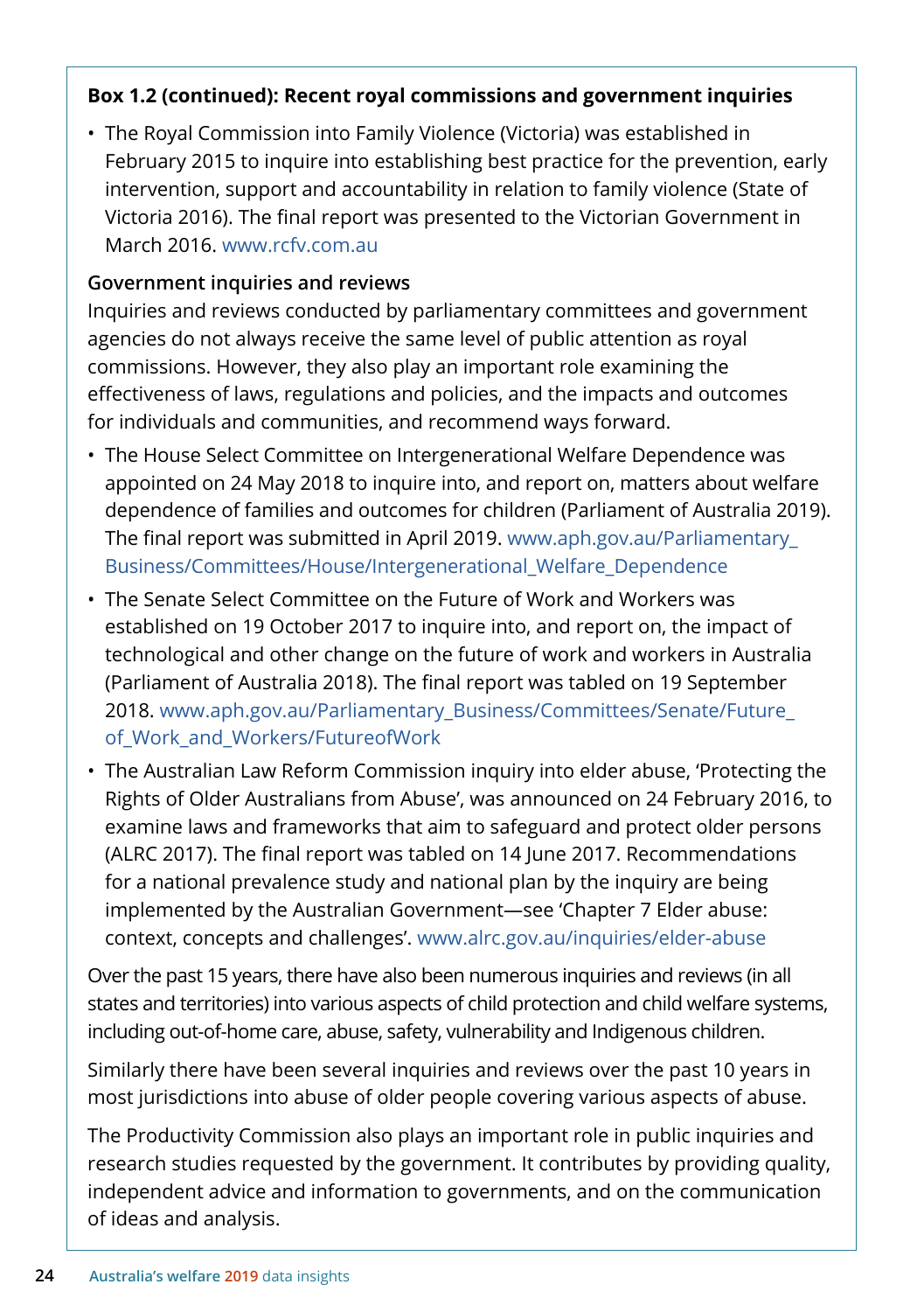### Box 1.2 (continued): Recent royal commissions and government inquiries

- The Royal Commission into Family Violence (Victoria) was established in February 2015 to inquire into establishing best practice for the prevention, early intervention, support and accountability in relation to family violence (State of Victoria 2016). The final report was presented to the Victorian Government in March 2016. www.rcfv.com.au

**Government inquiries and reviews**

Inquiries and reviews conducted by parliamentary committees and government agencies do not always receive the same level of public attention as royal commissions. However, they also play an important role examining the effectiveness of laws, regulations and policies, and the impacts and outcomes for individuals and communities, and recommend ways forward.

- The House Select Committee on Intergenerational Welfare Dependence was appointed on 24 May 2018 to inquire into, and report on, matters about welfare dependence of families and outcomes for children (Parliament of Australia 2019). The final report was submitted in April 2019. www.aph.gov.au/Parliamentary_Business/Committees/House/Intergenerational_Welfare_Dependence
- The Senate Select Committee on the Future of Work and Workers was established on 19 October 2017 to inquire into, and report on, the impact of technological and other change on the future of work and workers in Australia (Parliament of Australia 2018). The final report was tabled on 19 September 2018. www.aph.gov.au/Parliamentary_Business/Committees/Senate/Future_of_Work_and_Workers/FutureofWork
- The Australian Law Reform Commission inquiry into elder abuse, 'Protecting the Rights of Older Australians from Abuse', was announced on 24 February 2016, to examine laws and frameworks that aim to safeguard and protect older persons (ALRC 2017). The final report was tabled on 14 June 2017. Recommendations for a national prevalence study and national plan by the inquiry are being implemented by the Australian Government—see 'Chapter 7 Elder abuse: context, concepts and challenges'. www.alrc.gov.au/inquiries/elder-abuse

Over the past 15 years, there have also been numerous inquiries and reviews (in all states and territories) into various aspects of child protection and child welfare systems, including out-of-home care, abuse, safety, vulnerability and Indigenous children.

Similarly there have been several inquiries and reviews over the past 10 years in most jurisdictions into abuse of older people covering various aspects of abuse.

The Productivity Commission also plays an important role in public inquiries and research studies requested by the government. It contributes by providing quality, independent advice and information to governments, and on the communication of ideas and analysis.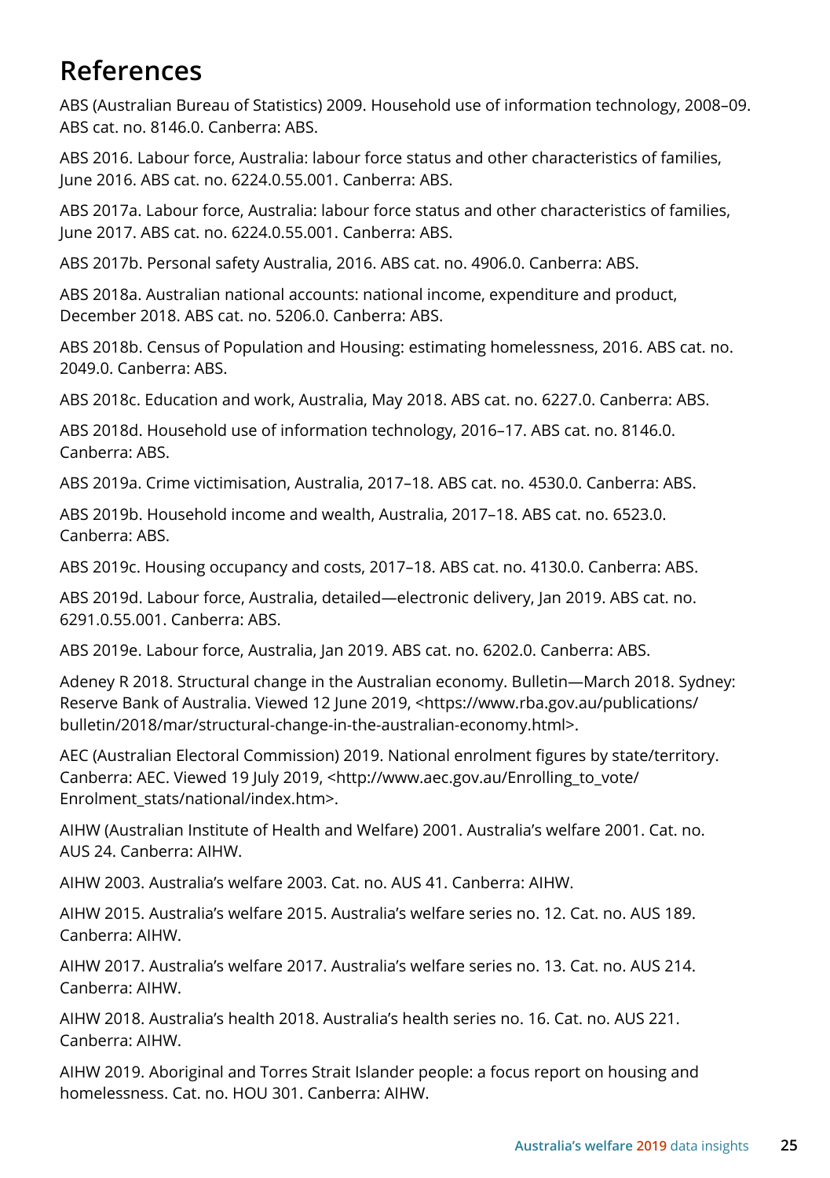# References

ABS (Australian Bureau of Statistics) 2009. Household use of information technology, 2008–09. ABS cat. no. 8146.0. Canberra: ABS.

ABS 2016. Labour force, Australia: labour force status and other characteristics of families, June 2016. ABS cat. no. 6224.0.55.001. Canberra: ABS.

ABS 2017a. Labour force, Australia: labour force status and other characteristics of families, June 2017. ABS cat. no. 6224.0.55.001. Canberra: ABS.

ABS 2017b. Personal safety Australia, 2016. ABS cat. no. 4906.0. Canberra: ABS.

ABS 2018a. Australian national accounts: national income, expenditure and product, December 2018. ABS cat. no. 5206.0. Canberra: ABS.

ABS 2018b. Census of Population and Housing: estimating homelessness, 2016. ABS cat. no. 2049.0. Canberra: ABS.

ABS 2018c. Education and work, Australia, May 2018. ABS cat. no. 6227.0. Canberra: ABS.

ABS 2018d. Household use of information technology, 2016–17. ABS cat. no. 8146.0. Canberra: ABS.

ABS 2019a. Crime victimisation, Australia, 2017–18. ABS cat. no. 4530.0. Canberra: ABS.

ABS 2019b. Household income and wealth, Australia, 2017–18. ABS cat. no. 6523.0. Canberra: ABS.

ABS 2019c. Housing occupancy and costs, 2017–18. ABS cat. no. 4130.0. Canberra: ABS.

ABS 2019d. Labour force, Australia, detailed—electronic delivery, Jan 2019. ABS cat. no. 6291.0.55.001. Canberra: ABS.

ABS 2019e. Labour force, Australia, Jan 2019. ABS cat. no. 6202.0. Canberra: ABS.

Adeney R 2018. Structural change in the Australian economy. Bulletin—March 2018. Sydney: Reserve Bank of Australia. Viewed 12 June 2019, <https://www.rba.gov.au/publications/bulletin/2018/mar/structural-change-in-the-australian-economy.html>.

AEC (Australian Electoral Commission) 2019. National enrolment figures by state/territory. Canberra: AEC. Viewed 19 July 2019, <http://www.aec.gov.au/Enrolling_to_vote/Enrolment_stats/national/index.htm>.

AIHW (Australian Institute of Health and Welfare) 2001. Australia's welfare 2001. Cat. no. AUS 24. Canberra: AIHW.

AIHW 2003. Australia's welfare 2003. Cat. no. AUS 41. Canberra: AIHW.

AIHW 2015. Australia's welfare 2015. Australia's welfare series no. 12. Cat. no. AUS 189. Canberra: AIHW.

AIHW 2017. Australia's welfare 2017. Australia's welfare series no. 13. Cat. no. AUS 214. Canberra: AIHW.

AIHW 2018. Australia's health 2018. Australia's health series no. 16. Cat. no. AUS 221. Canberra: AIHW.

AIHW 2019. Aboriginal and Torres Strait Islander people: a focus report on housing and homelessness. Cat. no. HOU 301. Canberra: AIHW.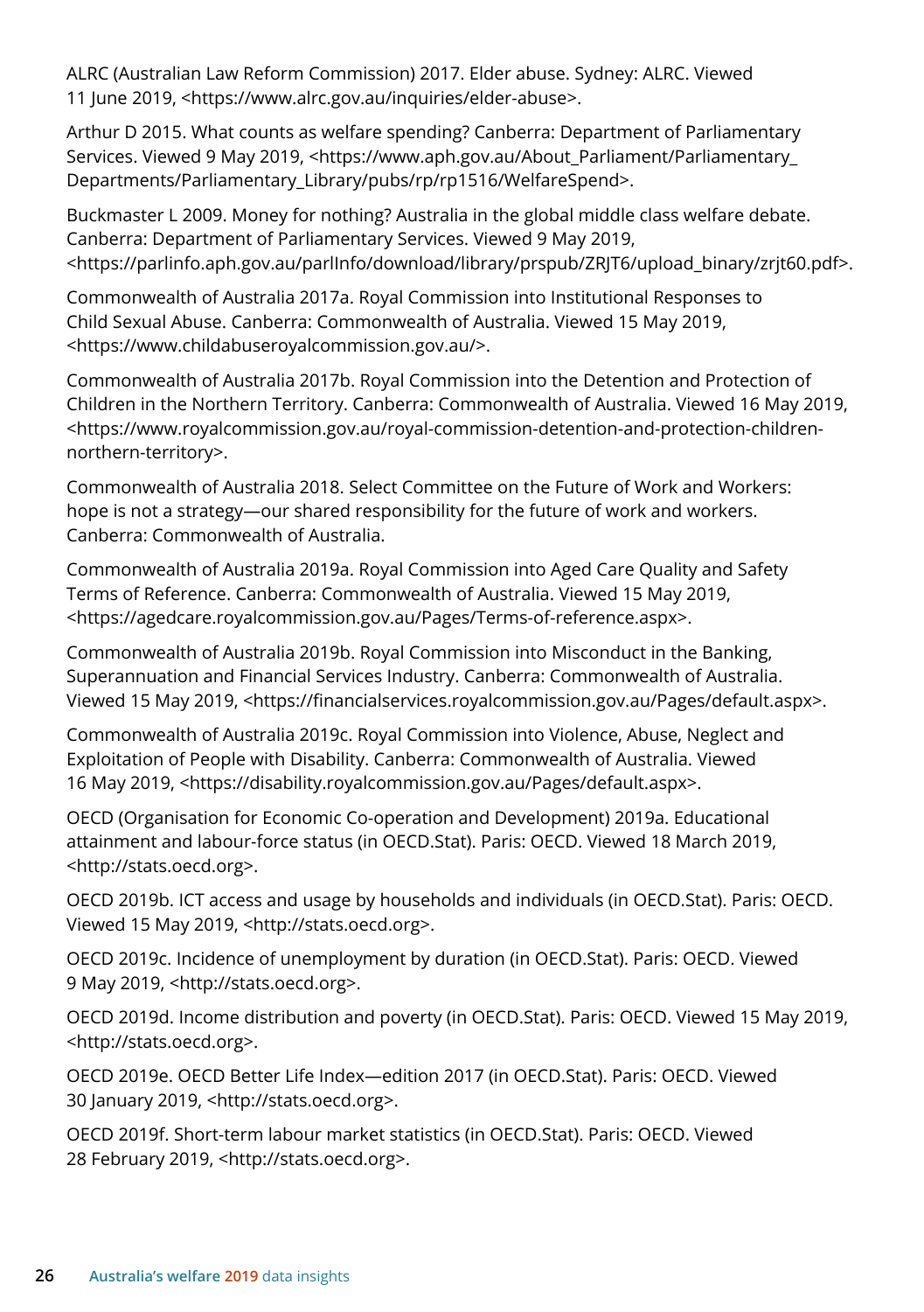ALRC (Australian Law Reform Commission) 2017. Elder abuse. Sydney: ALRC. Viewed 11 June 2019, <https://www.alrc.gov.au/inquiries/elder-abuse>.

Arthur D 2015. What counts as welfare spending? Canberra: Department of Parliamentary Services. Viewed 9 May 2019, <https://www.aph.gov.au/About_Parliament/Parliamentary_Departments/Parliamentary_Library/pubs/rp/rp1516/WelfareSpend>.

Buckmaster L 2009. Money for nothing? Australia in the global middle class welfare debate. Canberra: Department of Parliamentary Services. Viewed 9 May 2019, <https://parlinfo.aph.gov.au/parlInfo/download/library/prspub/ZRJT6/upload_binary/zrjt60.pdf>.

Commonwealth of Australia 2017a. Royal Commission into Institutional Responses to Child Sexual Abuse. Canberra: Commonwealth of Australia. Viewed 15 May 2019, <https://www.childabuseroyalcommission.gov.au/>.

Commonwealth of Australia 2017b. Royal Commission into the Detention and Protection of Children in the Northern Territory. Canberra: Commonwealth of Australia. Viewed 16 May 2019, <https://www.royalcommission.gov.au/royal-commission-detention-and-protection-children-northern-territory>.

Commonwealth of Australia 2018. Select Committee on the Future of Work and Workers: hope is not a strategy—our shared responsibility for the future of work and workers. Canberra: Commonwealth of Australia.

Commonwealth of Australia 2019a. Royal Commission into Aged Care Quality and Safety Terms of Reference. Canberra: Commonwealth of Australia. Viewed 15 May 2019, <https://agedcare.royalcommission.gov.au/Pages/Terms-of-reference.aspx>.

Commonwealth of Australia 2019b. Royal Commission into Misconduct in the Banking, Superannuation and Financial Services Industry. Canberra: Commonwealth of Australia. Viewed 15 May 2019, <https://financialservices.royalcommission.gov.au/Pages/default.aspx>.

Commonwealth of Australia 2019c. Royal Commission into Violence, Abuse, Neglect and Exploitation of People with Disability. Canberra: Commonwealth of Australia. Viewed 16 May 2019, <https://disability.royalcommission.gov.au/Pages/default.aspx>.

OECD (Organisation for Economic Co-operation and Development) 2019a. Educational attainment and labour-force status (in OECD.Stat). Paris: OECD. Viewed 18 March 2019, <http://stats.oecd.org>.

OECD 2019b. ICT access and usage by households and individuals (in OECD.Stat). Paris: OECD. Viewed 15 May 2019, <http://stats.oecd.org>.

OECD 2019c. Incidence of unemployment by duration (in OECD.Stat). Paris: OECD. Viewed 9 May 2019, <http://stats.oecd.org>.

OECD 2019d. Income distribution and poverty (in OECD.Stat). Paris: OECD. Viewed 15 May 2019, <http://stats.oecd.org>.

OECD 2019e. OECD Better Life Index—edition 2017 (in OECD.Stat). Paris: OECD. Viewed 30 January 2019, <http://stats.oecd.org>.

OECD 2019f. Short-term labour market statistics (in OECD.Stat). Paris: OECD. Viewed 28 February 2019, <http://stats.oecd.org>.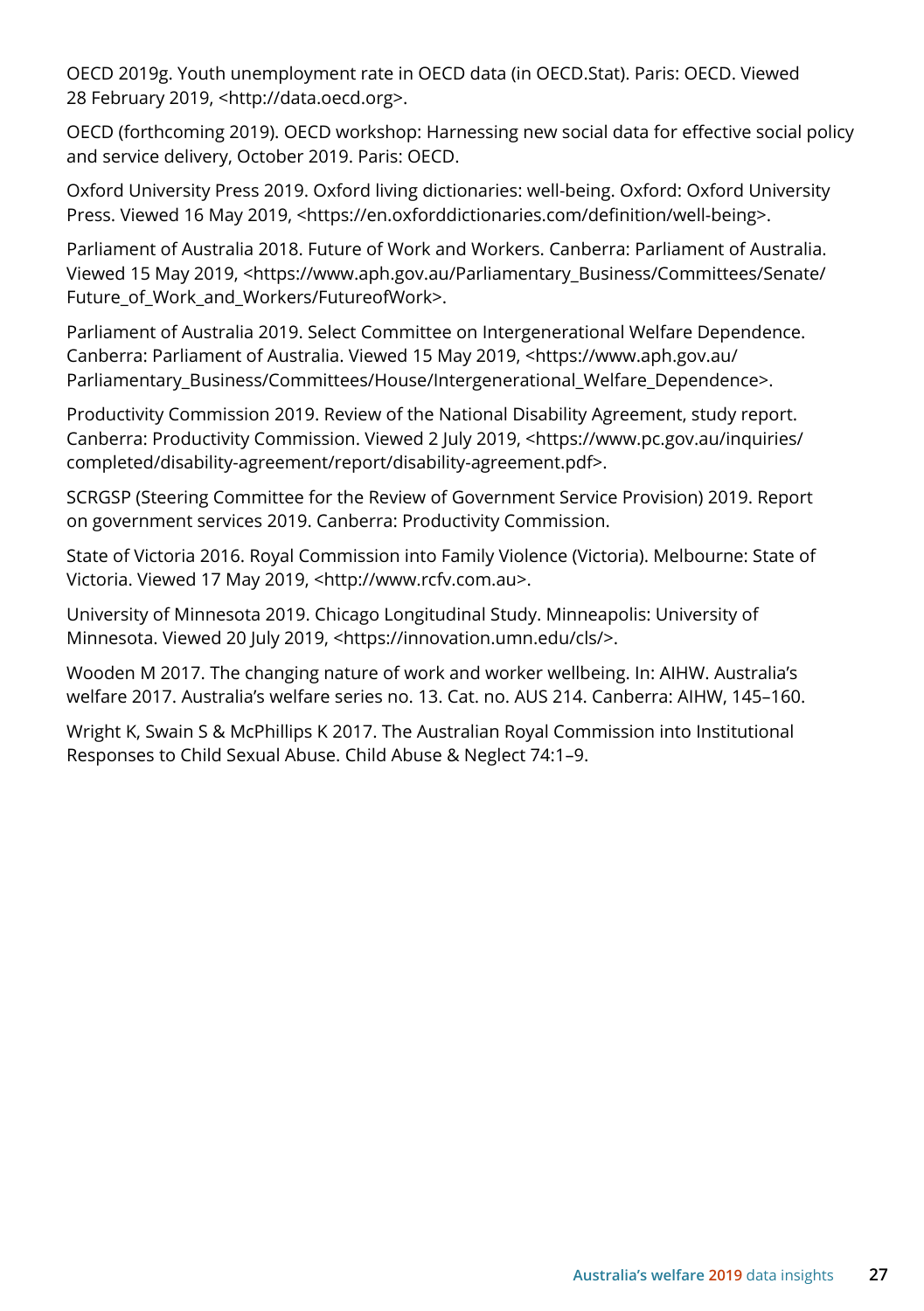OECD 2019g. Youth unemployment rate in OECD data (in OECD.Stat). Paris: OECD. Viewed 28 February 2019, <http://data.oecd.org>.

OECD (forthcoming 2019). OECD workshop: Harnessing new social data for effective social policy and service delivery, October 2019. Paris: OECD.

Oxford University Press 2019. Oxford living dictionaries: well-being. Oxford: Oxford University Press. Viewed 16 May 2019, <https://en.oxforddictionaries.com/definition/well-being>.

Parliament of Australia 2018. Future of Work and Workers. Canberra: Parliament of Australia. Viewed 15 May 2019, <https://www.aph.gov.au/Parliamentary_Business/Committees/Senate/Future_of_Work_and_Workers/FutureofWork>.

Parliament of Australia 2019. Select Committee on Intergenerational Welfare Dependence. Canberra: Parliament of Australia. Viewed 15 May 2019, <https://www.aph.gov.au/Parliamentary_Business/Committees/House/Intergenerational_Welfare_Dependence>.

Productivity Commission 2019. Review of the National Disability Agreement, study report. Canberra: Productivity Commission. Viewed 2 July 2019, <https://www.pc.gov.au/inquiries/completed/disability-agreement/report/disability-agreement.pdf>.

SCRGSP (Steering Committee for the Review of Government Service Provision) 2019. Report on government services 2019. Canberra: Productivity Commission.

State of Victoria 2016. Royal Commission into Family Violence (Victoria). Melbourne: State of Victoria. Viewed 17 May 2019, <http://www.rcfv.com.au>.

University of Minnesota 2019. Chicago Longitudinal Study. Minneapolis: University of Minnesota. Viewed 20 July 2019, <https://innovation.umn.edu/cls/>.

Wooden M 2017. The changing nature of work and worker wellbeing. In: AIHW. Australia's welfare 2017. Australia's welfare series no. 13. Cat. no. AUS 214. Canberra: AIHW, 145–160.

Wright K, Swain S & McPhillips K 2017. The Australian Royal Commission into Institutional Responses to Child Sexual Abuse. Child Abuse & Neglect 74:1–9.